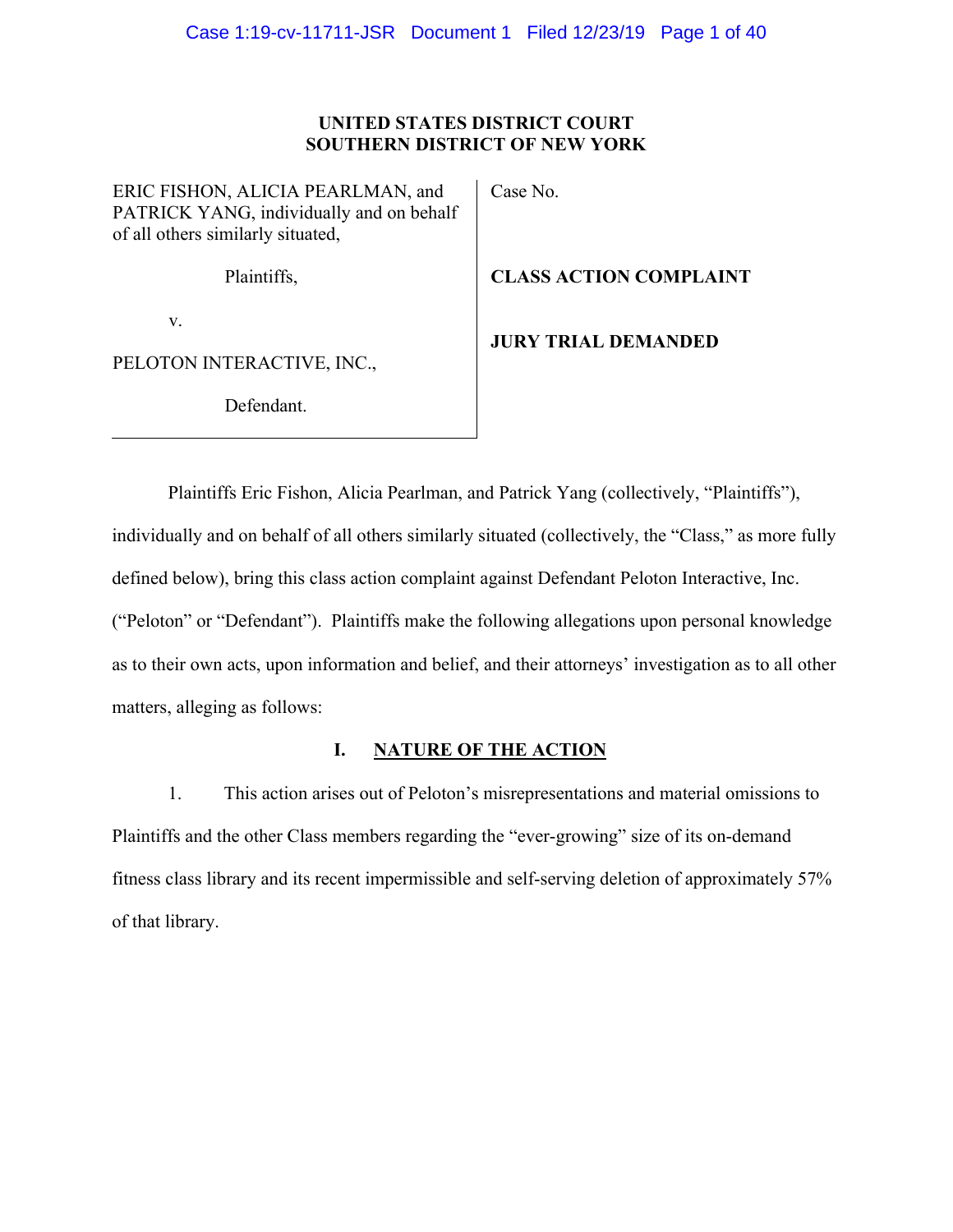**UNITED STATES DISTRICT COURT**
**SOUTHERN DISTRICT OF NEW YORK**

| | |
|---|---|
| ERIC FISHON, ALICIA PEARLMAN, and PATRICK YANG, individually and on behalf of all others similarly situated, | Case No. |
| Plaintiffs, | **CLASS ACTION COMPLAINT** |
| v. | **JURY TRIAL DEMANDED** |
| PELOTON INTERACTIVE, INC., | |
| Defendant. | |

Plaintiffs Eric Fishon, Alicia Pearlman, and Patrick Yang (collectively, "Plaintiffs"), individually and on behalf of all others similarly situated (collectively, the "Class," as more fully defined below), bring this class action complaint against Defendant Peloton Interactive, Inc. ("Peloton" or "Defendant"). Plaintiffs make the following allegations upon personal knowledge as to their own acts, upon information and belief, and their attorneys' investigation as to all other matters, alleging as follows:

## I. NATURE OF THE ACTION

1. This action arises out of Peloton's misrepresentations and material omissions to Plaintiffs and the other Class members regarding the "ever-growing" size of its on-demand fitness class library and its recent impermissible and self-serving deletion of approximately 57% of that library.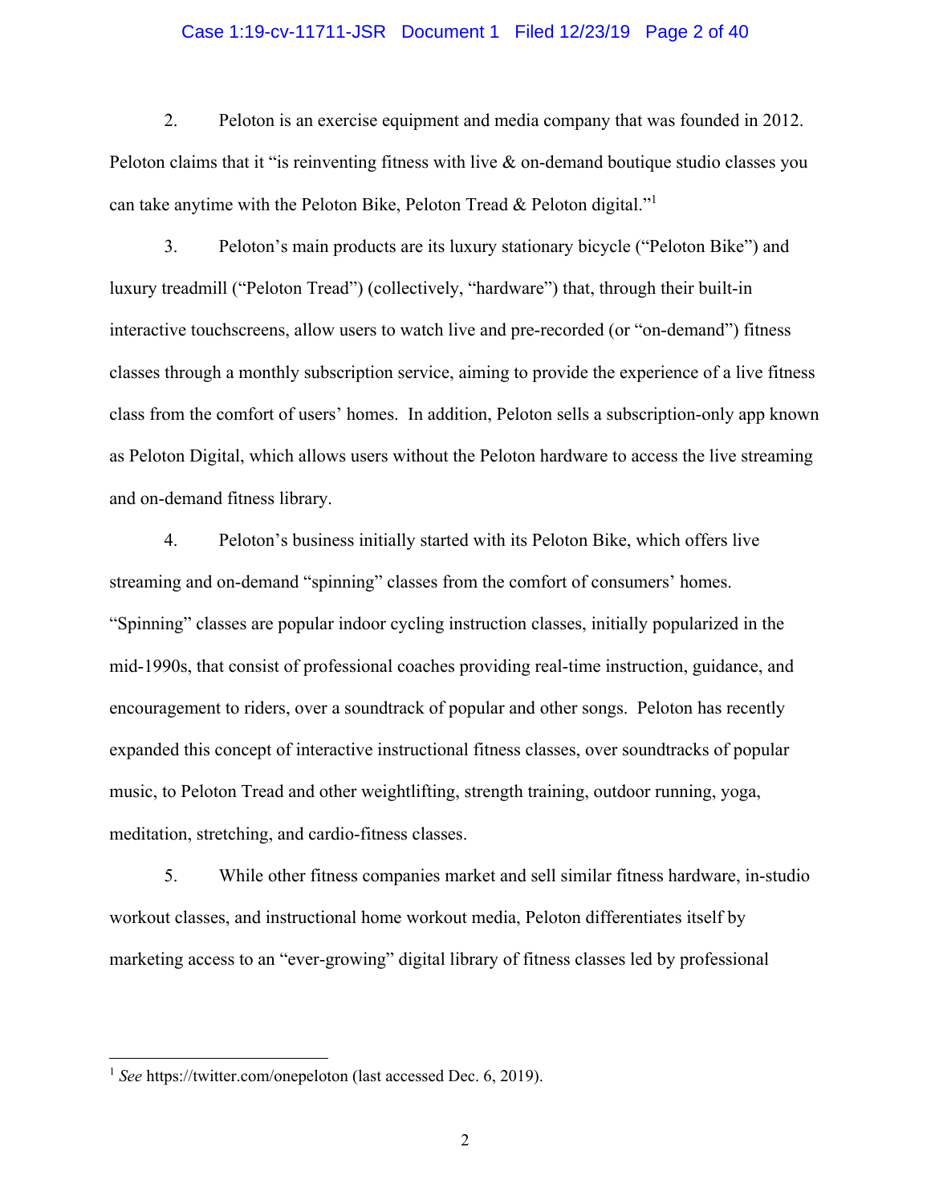2. Peloton is an exercise equipment and media company that was founded in 2012. Peloton claims that it "is reinventing fitness with live & on-demand boutique studio classes you can take anytime with the Peloton Bike, Peloton Tread & Peloton digital."[1]

3. Peloton's main products are its luxury stationary bicycle ("Peloton Bike") and luxury treadmill ("Peloton Tread") (collectively, "hardware") that, through their built-in interactive touchscreens, allow users to watch live and pre-recorded (or "on-demand") fitness classes through a monthly subscription service, aiming to provide the experience of a live fitness class from the comfort of users' homes. In addition, Peloton sells a subscription-only app known as Peloton Digital, which allows users without the Peloton hardware to access the live streaming and on-demand fitness library.

4. Peloton's business initially started with its Peloton Bike, which offers live streaming and on-demand "spinning" classes from the comfort of consumers' homes. "Spinning" classes are popular indoor cycling instruction classes, initially popularized in the mid-1990s, that consist of professional coaches providing real-time instruction, guidance, and encouragement to riders, over a soundtrack of popular and other songs. Peloton has recently expanded this concept of interactive instructional fitness classes, over soundtracks of popular music, to Peloton Tread and other weightlifting, strength training, outdoor running, yoga, meditation, stretching, and cardio-fitness classes.

5. While other fitness companies market and sell similar fitness hardware, in-studio workout classes, and instructional home workout media, Peloton differentiates itself by marketing access to an "ever-growing" digital library of fitness classes led by professional

---

[1] *See* https://twitter.com/onepeloton (last accessed Dec. 6, 2019).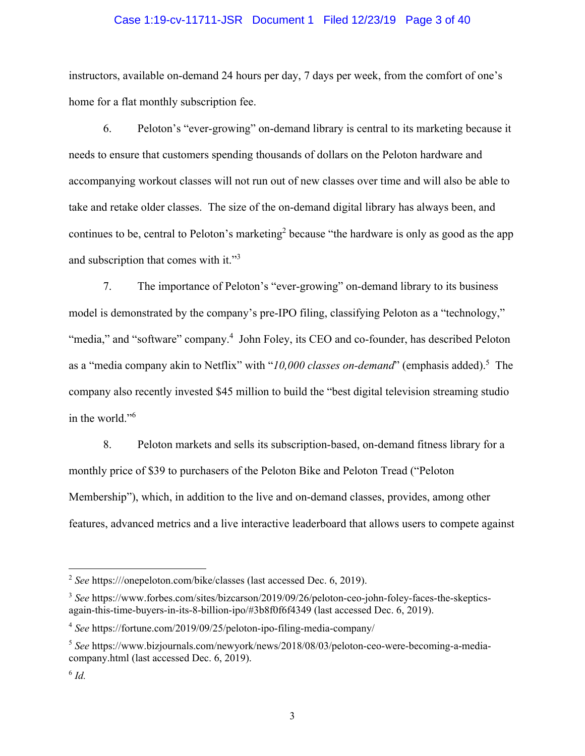instructors, available on-demand 24 hours per day, 7 days per week, from the comfort of one's home for a flat monthly subscription fee.

6. Peloton's "ever-growing" on-demand library is central to its marketing because it needs to ensure that customers spending thousands of dollars on the Peloton hardware and accompanying workout classes will not run out of new classes over time and will also be able to take and retake older classes. The size of the on-demand digital library has always been, and continues to be, central to Peloton's marketing[2] because "the hardware is only as good as the app and subscription that comes with it."[3]

7. The importance of Peloton's "ever-growing" on-demand library to its business model is demonstrated by the company's pre-IPO filing, classifying Peloton as a "technology," "media," and "software" company.[4] John Foley, its CEO and co-founder, has described Peloton as a "media company akin to Netflix" with "*10,000 classes on-demand*" (emphasis added).[5] The company also recently invested $45 million to build the "best digital television streaming studio in the world."[6]

8. Peloton markets and sells its subscription-based, on-demand fitness library for a monthly price of $39 to purchasers of the Peloton Bike and Peloton Tread ("Peloton Membership"), which, in addition to the live and on-demand classes, provides, among other features, advanced metrics and a live interactive leaderboard that allows users to compete against

---

[2] *See* https:///onepeloton.com/bike/classes (last accessed Dec. 6, 2019).

[3] *See* https://www.forbes.com/sites/bizcarson/2019/09/26/peloton-ceo-john-foley-faces-the-skeptics-again-this-time-buyers-in-its-8-billion-ipo/#3b8f0f6f4349 (last accessed Dec. 6, 2019).

[4] *See* https://fortune.com/2019/09/25/peloton-ipo-filing-media-company/

[5] *See* https://www.bizjournals.com/newyork/news/2018/08/03/peloton-ceo-were-becoming-a-media-company.html (last accessed Dec. 6, 2019).

[6] *Id.*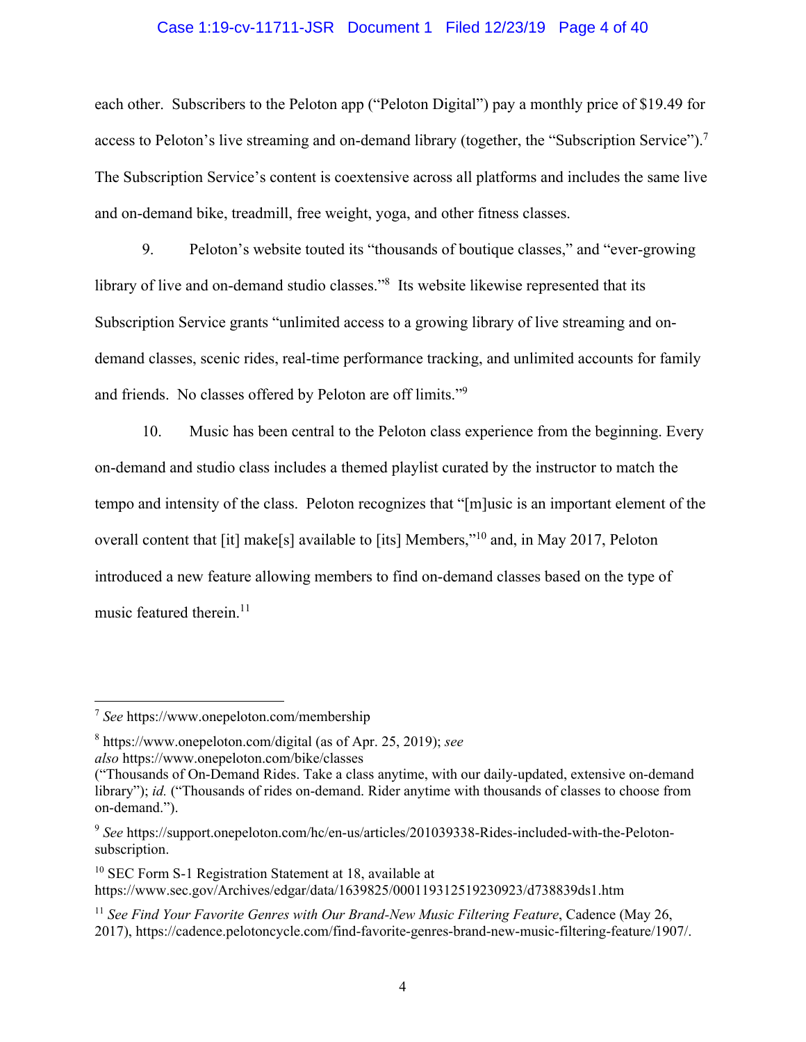each other. Subscribers to the Peloton app ("Peloton Digital") pay a monthly price of $19.49 for access to Peloton's live streaming and on-demand library (together, the "Subscription Service").[7] The Subscription Service's content is coextensive across all platforms and includes the same live and on-demand bike, treadmill, free weight, yoga, and other fitness classes.

9. Peloton's website touted its "thousands of boutique classes," and "ever-growing library of live and on-demand studio classes."[8] Its website likewise represented that its Subscription Service grants "unlimited access to a growing library of live streaming and on-demand classes, scenic rides, real-time performance tracking, and unlimited accounts for family and friends. No classes offered by Peloton are off limits."[9]

10. Music has been central to the Peloton class experience from the beginning. Every on-demand and studio class includes a themed playlist curated by the instructor to match the tempo and intensity of the class. Peloton recognizes that "[m]usic is an important element of the overall content that [it] make[s] available to [its] Members,"[10] and, in May 2017, Peloton introduced a new feature allowing members to find on-demand classes based on the type of music featured therein.[11]

---

[7] *See* https://www.onepeloton.com/membership

[8] https://www.onepeloton.com/digital (as of Apr. 25, 2019); *see also* https://www.onepeloton.com/bike/classes ("Thousands of On-Demand Rides. Take a class anytime, with our daily-updated, extensive on-demand library"); *id.* ("Thousands of rides on-demand. Rider anytime with thousands of classes to choose from on-demand.").

[9] *See* https://support.onepeloton.com/hc/en-us/articles/201039338-Rides-included-with-the-Peloton-subscription.

[10] SEC Form S-1 Registration Statement at 18, available at https://www.sec.gov/Archives/edgar/data/1639825/000119312519230923/d738839ds1.htm

[11] *See Find Your Favorite Genres with Our Brand-New Music Filtering Feature*, Cadence (May 26, 2017), https://cadence.pelotoncycle.com/find-favorite-genres-brand-new-music-filtering-feature/1907/.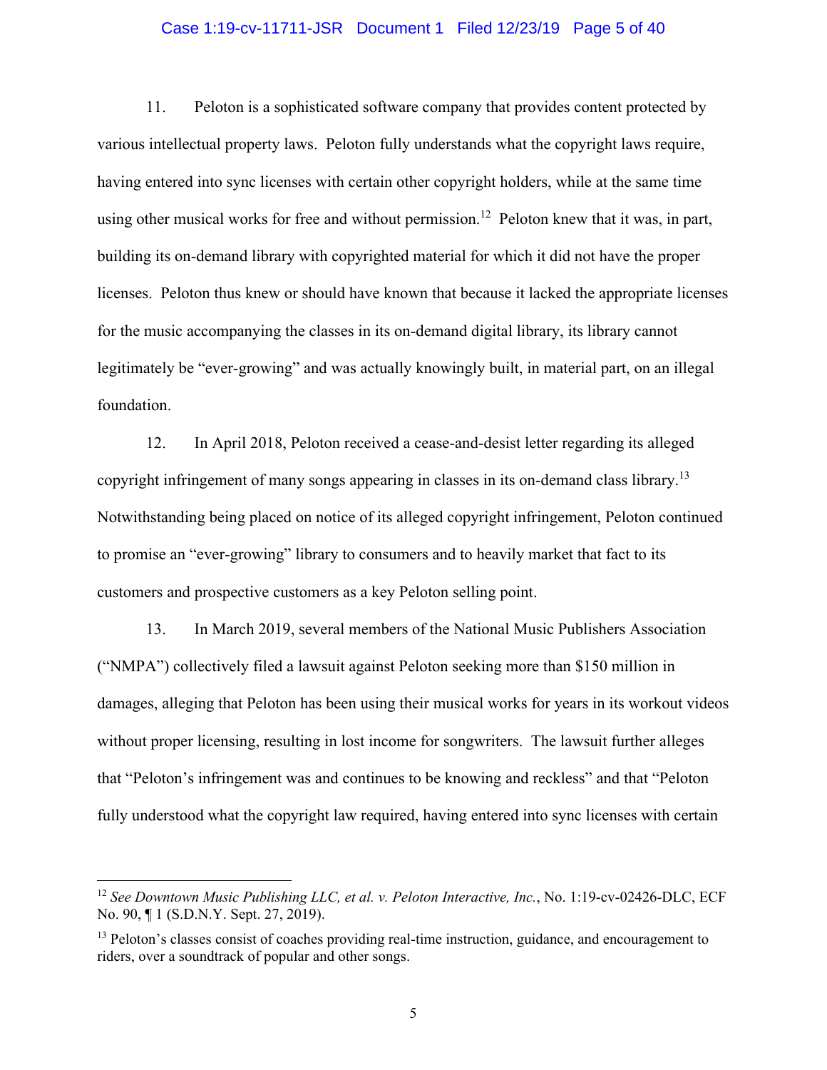11. Peloton is a sophisticated software company that provides content protected by various intellectual property laws. Peloton fully understands what the copyright laws require, having entered into sync licenses with certain other copyright holders, while at the same time using other musical works for free and without permission.[12] Peloton knew that it was, in part, building its on-demand library with copyrighted material for which it did not have the proper licenses. Peloton thus knew or should have known that because it lacked the appropriate licenses for the music accompanying the classes in its on-demand digital library, its library cannot legitimately be "ever-growing" and was actually knowingly built, in material part, on an illegal foundation.

12. In April 2018, Peloton received a cease-and-desist letter regarding its alleged copyright infringement of many songs appearing in classes in its on-demand class library.[13] Notwithstanding being placed on notice of its alleged copyright infringement, Peloton continued to promise an "ever-growing" library to consumers and to heavily market that fact to its customers and prospective customers as a key Peloton selling point.

13. In March 2019, several members of the National Music Publishers Association ("NMPA") collectively filed a lawsuit against Peloton seeking more than $150 million in damages, alleging that Peloton has been using their musical works for years in its workout videos without proper licensing, resulting in lost income for songwriters. The lawsuit further alleges that "Peloton's infringement was and continues to be knowing and reckless" and that "Peloton fully understood what the copyright law required, having entered into sync licenses with certain

---

[12] *See Downtown Music Publishing LLC, et al. v. Peloton Interactive, Inc.*, No. 1:19-cv-02426-DLC, ECF No. 90, ¶ 1 (S.D.N.Y. Sept. 27, 2019).

[13] Peloton's classes consist of coaches providing real-time instruction, guidance, and encouragement to riders, over a soundtrack of popular and other songs.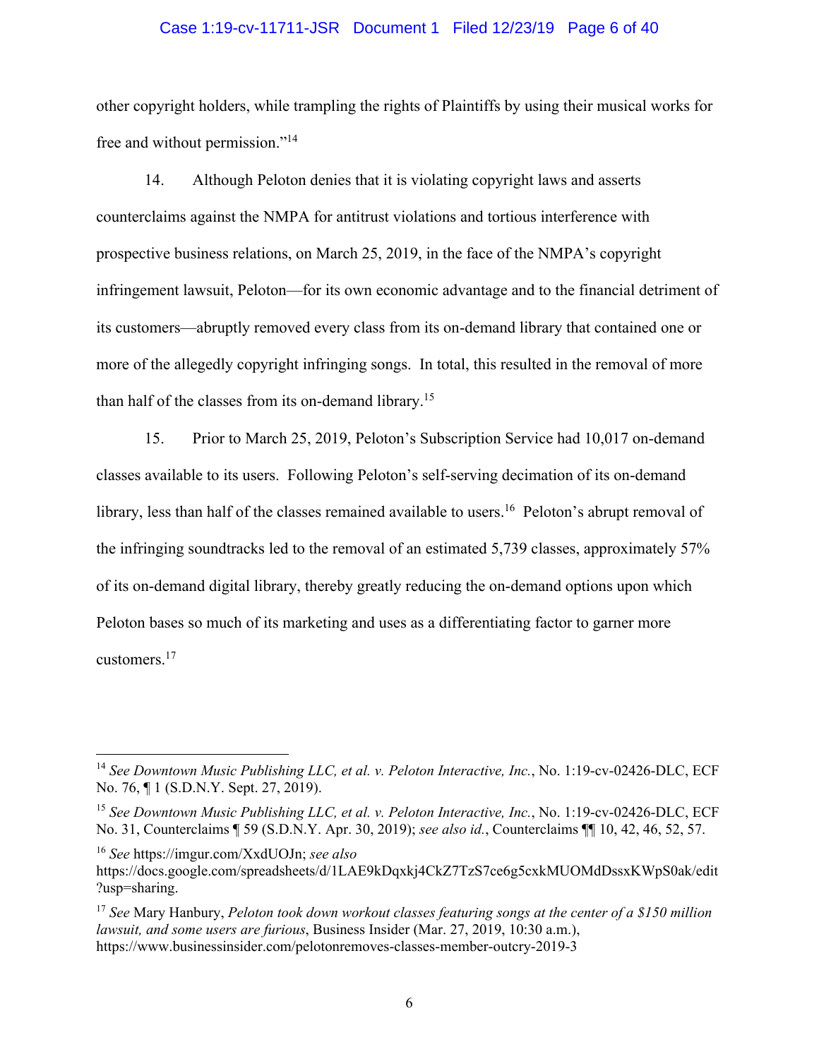other copyright holders, while trampling the rights of Plaintiffs by using their musical works for free and without permission."[14]

14. Although Peloton denies that it is violating copyright laws and asserts counterclaims against the NMPA for antitrust violations and tortious interference with prospective business relations, on March 25, 2019, in the face of the NMPA's copyright infringement lawsuit, Peloton—for its own economic advantage and to the financial detriment of its customers—abruptly removed every class from its on-demand library that contained one or more of the allegedly copyright infringing songs. In total, this resulted in the removal of more than half of the classes from its on-demand library.[15]

15. Prior to March 25, 2019, Peloton's Subscription Service had 10,017 on-demand classes available to its users. Following Peloton's self-serving decimation of its on-demand library, less than half of the classes remained available to users.[16] Peloton's abrupt removal of the infringing soundtracks led to the removal of an estimated 5,739 classes, approximately 57% of its on-demand digital library, thereby greatly reducing the on-demand options upon which Peloton bases so much of its marketing and uses as a differentiating factor to garner more customers.[17]

---

[14] *See Downtown Music Publishing LLC, et al. v. Peloton Interactive, Inc.*, No. 1:19-cv-02426-DLC, ECF No. 76, ¶ 1 (S.D.N.Y. Sept. 27, 2019).

[15] *See Downtown Music Publishing LLC, et al. v. Peloton Interactive, Inc.*, No. 1:19-cv-02426-DLC, ECF No. 31, Counterclaims ¶ 59 (S.D.N.Y. Apr. 30, 2019); *see also id.*, Counterclaims ¶¶ 10, 42, 46, 52, 57.

[16] *See* https://imgur.com/XxdUOJn; *see also* https://docs.google.com/spreadsheets/d/1LAE9kDqxkj4CkZ7TzS7ce6g5cxkMUOMdDssxKWpS0ak/edit?usp=sharing.

[17] *See* Mary Hanbury, *Peloton took down workout classes featuring songs at the center of a $150 million lawsuit, and some users are furious*, Business Insider (Mar. 27, 2019, 10:30 a.m.), https://www.businessinsider.com/pelotonremoves-classes-member-outcry-2019-3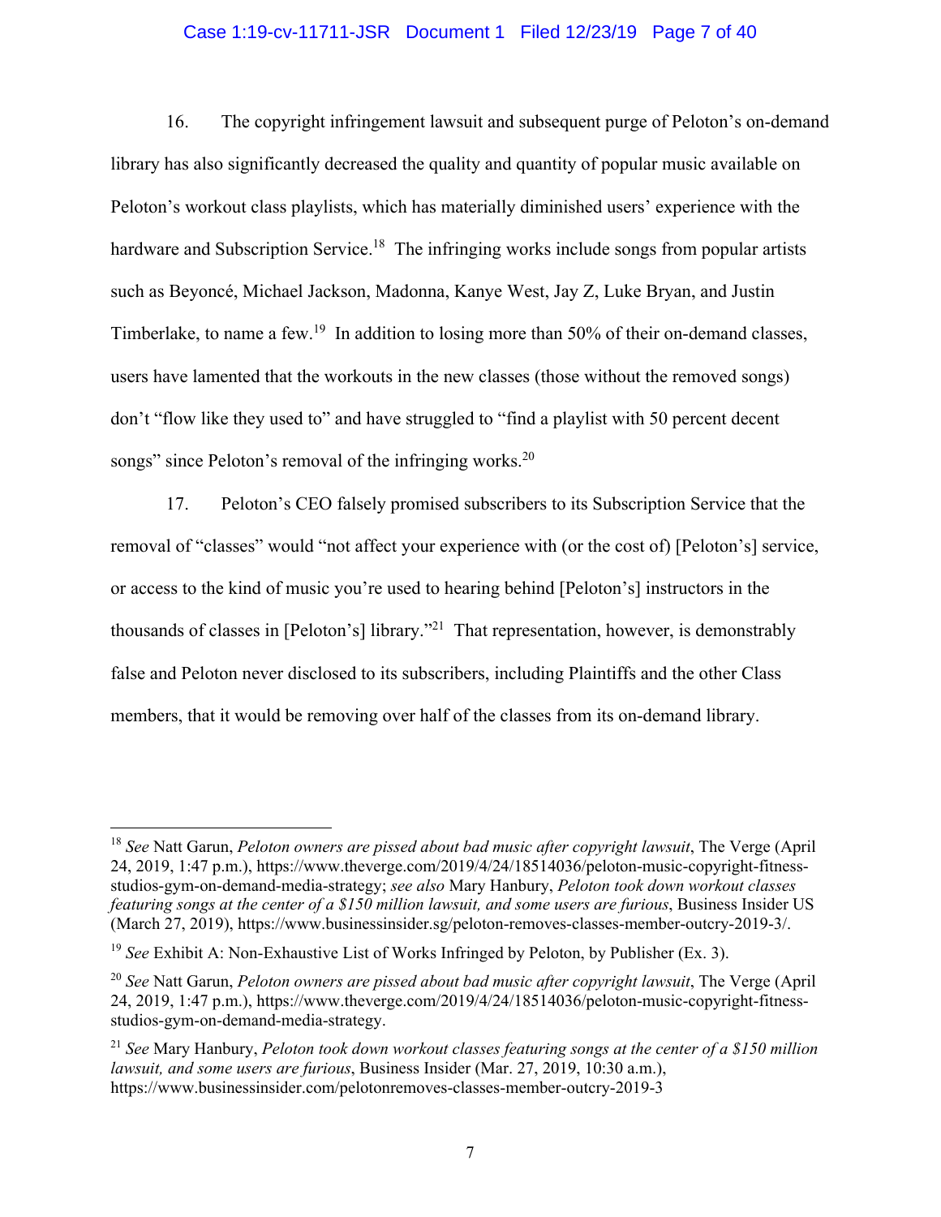16. The copyright infringement lawsuit and subsequent purge of Peloton's on-demand library has also significantly decreased the quality and quantity of popular music available on Peloton's workout class playlists, which has materially diminished users' experience with the hardware and Subscription Service.[18] The infringing works include songs from popular artists such as Beyoncé, Michael Jackson, Madonna, Kanye West, Jay Z, Luke Bryan, and Justin Timberlake, to name a few.[19] In addition to losing more than 50% of their on-demand classes, users have lamented that the workouts in the new classes (those without the removed songs) don't "flow like they used to" and have struggled to "find a playlist with 50 percent decent songs" since Peloton's removal of the infringing works.[20]

17. Peloton's CEO falsely promised subscribers to its Subscription Service that the removal of "classes" would "not affect your experience with (or the cost of) [Peloton's] service, or access to the kind of music you're used to hearing behind [Peloton's] instructors in the thousands of classes in [Peloton's] library."[21] That representation, however, is demonstrably false and Peloton never disclosed to its subscribers, including Plaintiffs and the other Class members, that it would be removing over half of the classes from its on-demand library.

---

[18] *See* Natt Garun, *Peloton owners are pissed about bad music after copyright lawsuit*, The Verge (April 24, 2019, 1:47 p.m.), https://www.theverge.com/2019/4/24/18514036/peloton-music-copyright-fitness-studios-gym-on-demand-media-strategy; *see also* Mary Hanbury, *Peloton took down workout classes featuring songs at the center of a $150 million lawsuit, and some users are furious*, Business Insider US (March 27, 2019), https://www.businessinsider.sg/peloton-removes-classes-member-outcry-2019-3/.

[19] *See* Exhibit A: Non-Exhaustive List of Works Infringed by Peloton, by Publisher (Ex. 3).

[20] *See* Natt Garun, *Peloton owners are pissed about bad music after copyright lawsuit*, The Verge (April 24, 2019, 1:47 p.m.), https://www.theverge.com/2019/4/24/18514036/peloton-music-copyright-fitness-studios-gym-on-demand-media-strategy.

[21] *See* Mary Hanbury, *Peloton took down workout classes featuring songs at the center of a $150 million lawsuit, and some users are furious*, Business Insider (Mar. 27, 2019, 10:30 a.m.), https://www.businessinsider.com/pelotonremoves-classes-member-outcry-2019-3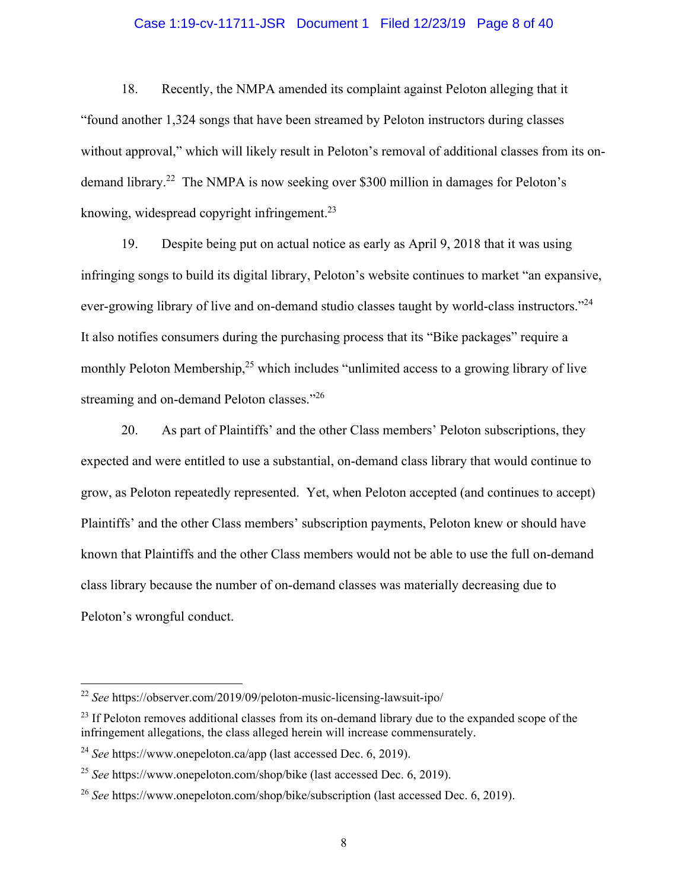18. Recently, the NMPA amended its complaint against Peloton alleging that it "found another 1,324 songs that have been streamed by Peloton instructors during classes without approval," which will likely result in Peloton's removal of additional classes from its on-demand library.[22] The NMPA is now seeking over $300 million in damages for Peloton's knowing, widespread copyright infringement.[23]

19. Despite being put on actual notice as early as April 9, 2018 that it was using infringing songs to build its digital library, Peloton's website continues to market "an expansive, ever-growing library of live and on-demand studio classes taught by world-class instructors."[24] It also notifies consumers during the purchasing process that its "Bike packages" require a monthly Peloton Membership,[25] which includes "unlimited access to a growing library of live streaming and on-demand Peloton classes."[26]

20. As part of Plaintiffs' and the other Class members' Peloton subscriptions, they expected and were entitled to use a substantial, on-demand class library that would continue to grow, as Peloton repeatedly represented. Yet, when Peloton accepted (and continues to accept) Plaintiffs' and the other Class members' subscription payments, Peloton knew or should have known that Plaintiffs and the other Class members would not be able to use the full on-demand class library because the number of on-demand classes was materially decreasing due to Peloton's wrongful conduct.

---

[22] *See* https://observer.com/2019/09/peloton-music-licensing-lawsuit-ipo/

[23] If Peloton removes additional classes from its on-demand library due to the expanded scope of the infringement allegations, the class alleged herein will increase commensurately.

[24] *See* https://www.onepeloton.ca/app (last accessed Dec. 6, 2019).

[25] *See* https://www.onepeloton.com/shop/bike (last accessed Dec. 6, 2019).

[26] *See* https://www.onepeloton.com/shop/bike/subscription (last accessed Dec. 6, 2019).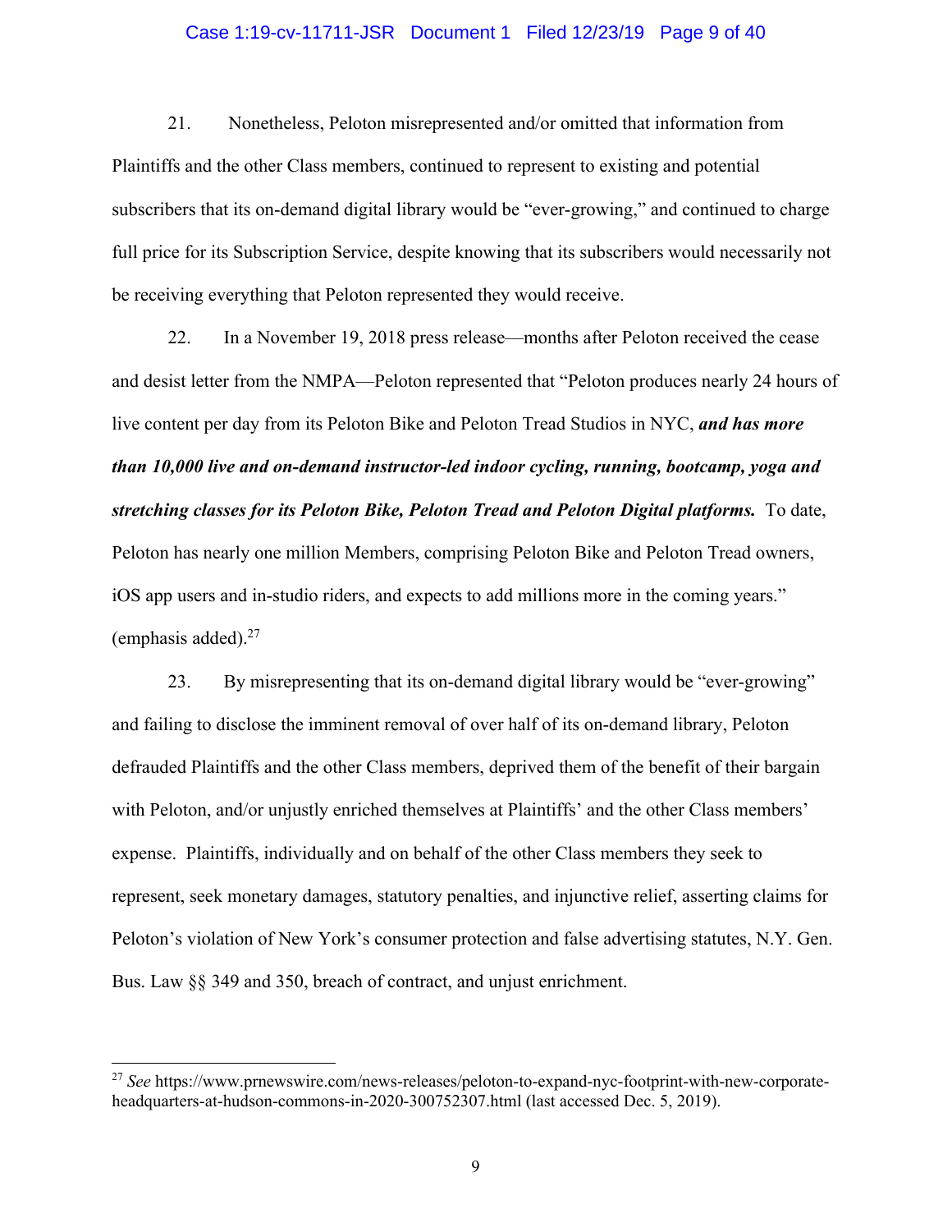21. Nonetheless, Peloton misrepresented and/or omitted that information from Plaintiffs and the other Class members, continued to represent to existing and potential subscribers that its on-demand digital library would be "ever-growing," and continued to charge full price for its Subscription Service, despite knowing that its subscribers would necessarily not be receiving everything that Peloton represented they would receive.

22. In a November 19, 2018 press release—months after Peloton received the cease and desist letter from the NMPA—Peloton represented that "Peloton produces nearly 24 hours of live content per day from its Peloton Bike and Peloton Tread Studios in NYC, ***and has more than 10,000 live and on-demand instructor-led indoor cycling, running, bootcamp, yoga and stretching classes for its Peloton Bike, Peloton Tread and Peloton Digital platforms.*** To date, Peloton has nearly one million Members, comprising Peloton Bike and Peloton Tread owners, iOS app users and in-studio riders, and expects to add millions more in the coming years." (emphasis added).[27]

23. By misrepresenting that its on-demand digital library would be "ever-growing" and failing to disclose the imminent removal of over half of its on-demand library, Peloton defrauded Plaintiffs and the other Class members, deprived them of the benefit of their bargain with Peloton, and/or unjustly enriched themselves at Plaintiffs' and the other Class members' expense. Plaintiffs, individually and on behalf of the other Class members they seek to represent, seek monetary damages, statutory penalties, and injunctive relief, asserting claims for Peloton's violation of New York's consumer protection and false advertising statutes, N.Y. Gen. Bus. Law §§ 349 and 350, breach of contract, and unjust enrichment.

---

[27] *See* https://www.prnewswire.com/news-releases/peloton-to-expand-nyc-footprint-with-new-corporate-headquarters-at-hudson-commons-in-2020-300752307.html (last accessed Dec. 5, 2019).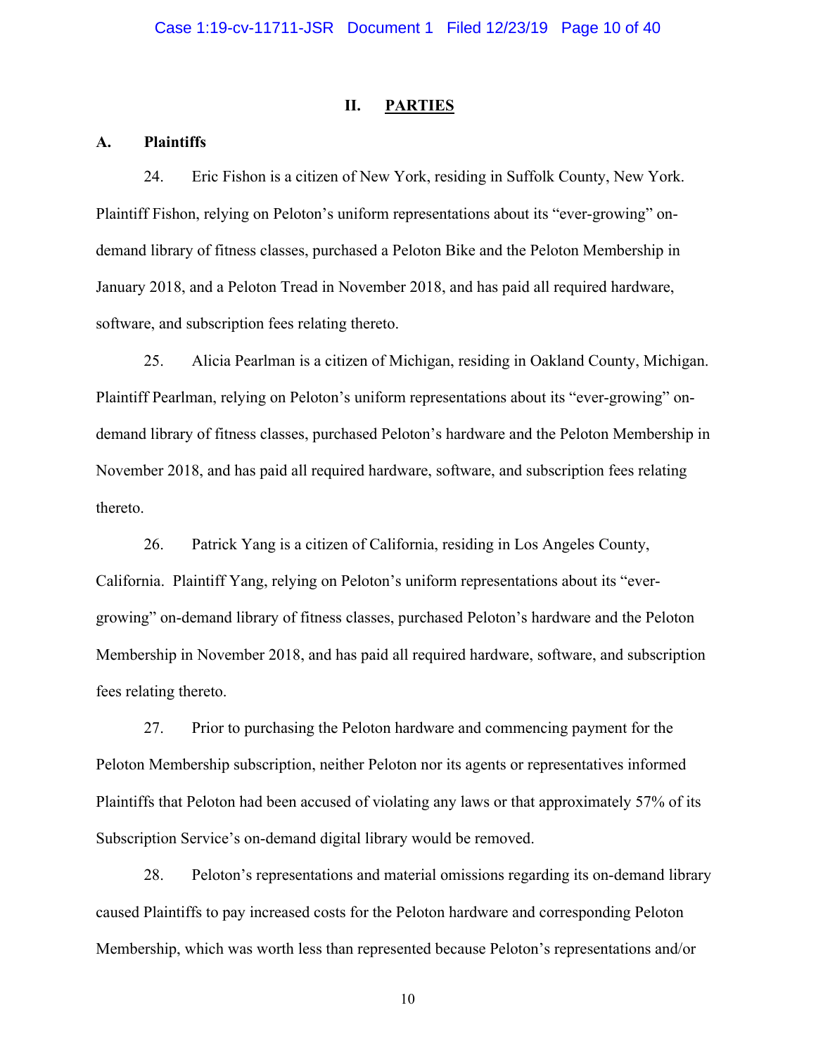## II. PARTIES

### A. Plaintiffs

24. Eric Fishon is a citizen of New York, residing in Suffolk County, New York. Plaintiff Fishon, relying on Peloton's uniform representations about its "ever-growing" on-demand library of fitness classes, purchased a Peloton Bike and the Peloton Membership in January 2018, and a Peloton Tread in November 2018, and has paid all required hardware, software, and subscription fees relating thereto.

25. Alicia Pearlman is a citizen of Michigan, residing in Oakland County, Michigan. Plaintiff Pearlman, relying on Peloton's uniform representations about its "ever-growing" on-demand library of fitness classes, purchased Peloton's hardware and the Peloton Membership in November 2018, and has paid all required hardware, software, and subscription fees relating thereto.

26. Patrick Yang is a citizen of California, residing in Los Angeles County, California. Plaintiff Yang, relying on Peloton's uniform representations about its "ever-growing" on-demand library of fitness classes, purchased Peloton's hardware and the Peloton Membership in November 2018, and has paid all required hardware, software, and subscription fees relating thereto.

27. Prior to purchasing the Peloton hardware and commencing payment for the Peloton Membership subscription, neither Peloton nor its agents or representatives informed Plaintiffs that Peloton had been accused of violating any laws or that approximately 57% of its Subscription Service's on-demand digital library would be removed.

28. Peloton's representations and material omissions regarding its on-demand library caused Plaintiffs to pay increased costs for the Peloton hardware and corresponding Peloton Membership, which was worth less than represented because Peloton's representations and/or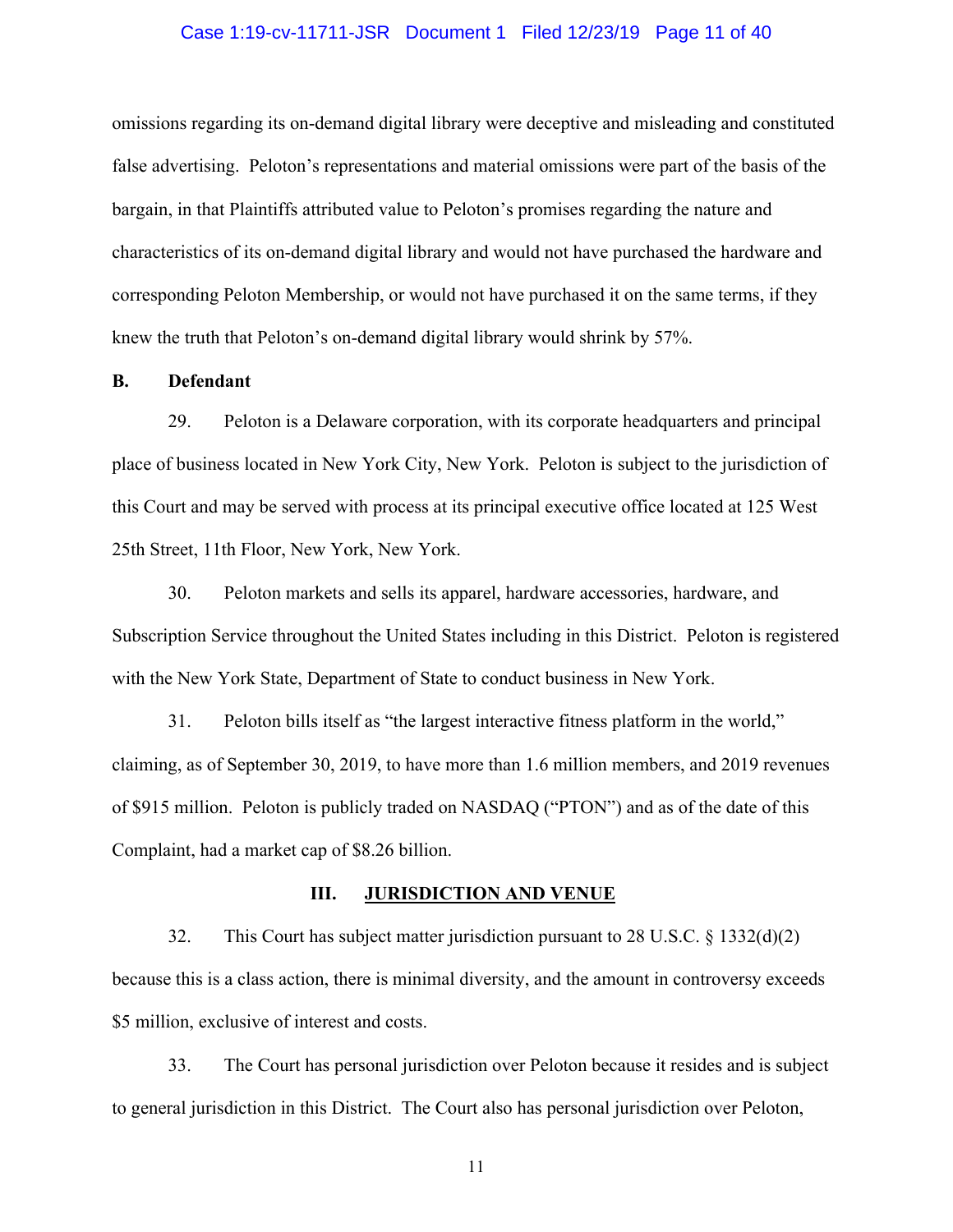omissions regarding its on-demand digital library were deceptive and misleading and constituted false advertising. Peloton's representations and material omissions were part of the basis of the bargain, in that Plaintiffs attributed value to Peloton's promises regarding the nature and characteristics of its on-demand digital library and would not have purchased the hardware and corresponding Peloton Membership, or would not have purchased it on the same terms, if they knew the truth that Peloton's on-demand digital library would shrink by 57%.

**B. Defendant**

29. Peloton is a Delaware corporation, with its corporate headquarters and principal place of business located in New York City, New York. Peloton is subject to the jurisdiction of this Court and may be served with process at its principal executive office located at 125 West 25th Street, 11th Floor, New York, New York.

30. Peloton markets and sells its apparel, hardware accessories, hardware, and Subscription Service throughout the United States including in this District. Peloton is registered with the New York State, Department of State to conduct business in New York.

31. Peloton bills itself as "the largest interactive fitness platform in the world," claiming, as of September 30, 2019, to have more than 1.6 million members, and 2019 revenues of $915 million. Peloton is publicly traded on NASDAQ ("PTON") and as of the date of this Complaint, had a market cap of $8.26 billion.

## III. JURISDICTION AND VENUE

32. This Court has subject matter jurisdiction pursuant to 28 U.S.C. § 1332(d)(2) because this is a class action, there is minimal diversity, and the amount in controversy exceeds $5 million, exclusive of interest and costs.

33. The Court has personal jurisdiction over Peloton because it resides and is subject to general jurisdiction in this District. The Court also has personal jurisdiction over Peloton,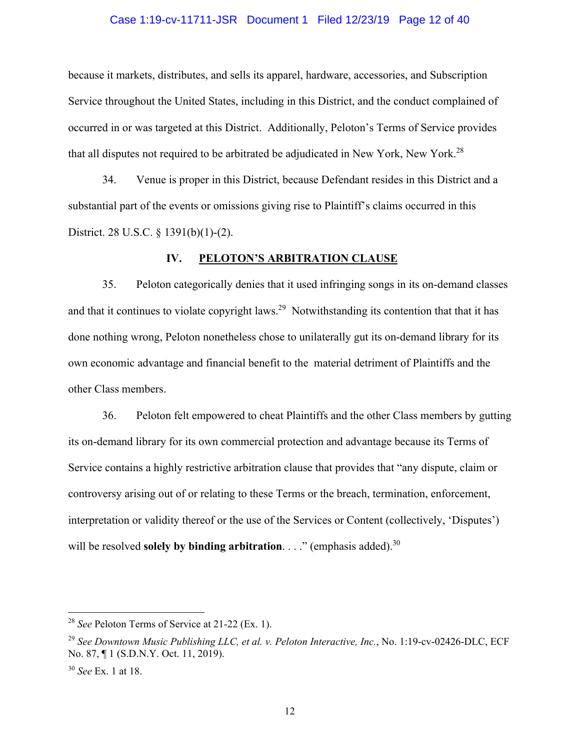because it markets, distributes, and sells its apparel, hardware, accessories, and Subscription Service throughout the United States, including in this District, and the conduct complained of occurred in or was targeted at this District. Additionally, Peloton's Terms of Service provides that all disputes not required to be arbitrated be adjudicated in New York, New York.[28]

34. Venue is proper in this District, because Defendant resides in this District and a substantial part of the events or omissions giving rise to Plaintiff's claims occurred in this District. 28 U.S.C. § 1391(b)(1)-(2).

## IV. PELOTON'S ARBITRATION CLAUSE

35. Peloton categorically denies that it used infringing songs in its on-demand classes and that it continues to violate copyright laws.[29] Notwithstanding its contention that that it has done nothing wrong, Peloton nonetheless chose to unilaterally gut its on-demand library for its own economic advantage and financial benefit to the material detriment of Plaintiffs and the other Class members.

36. Peloton felt empowered to cheat Plaintiffs and the other Class members by gutting its on-demand library for its own commercial protection and advantage because its Terms of Service contains a highly restrictive arbitration clause that provides that "any dispute, claim or controversy arising out of or relating to these Terms or the breach, termination, enforcement, interpretation or validity thereof or the use of the Services or Content (collectively, 'Disputes') will be resolved **solely by binding arbitration**. . . ." (emphasis added).[30]

---

[28] *See* Peloton Terms of Service at 21-22 (Ex. 1).

[29] *See Downtown Music Publishing LLC, et al. v. Peloton Interactive, Inc.*, No. 1:19-cv-02426-DLC, ECF No. 87, ¶ 1 (S.D.N.Y. Oct. 11, 2019).

[30] *See* Ex. 1 at 18.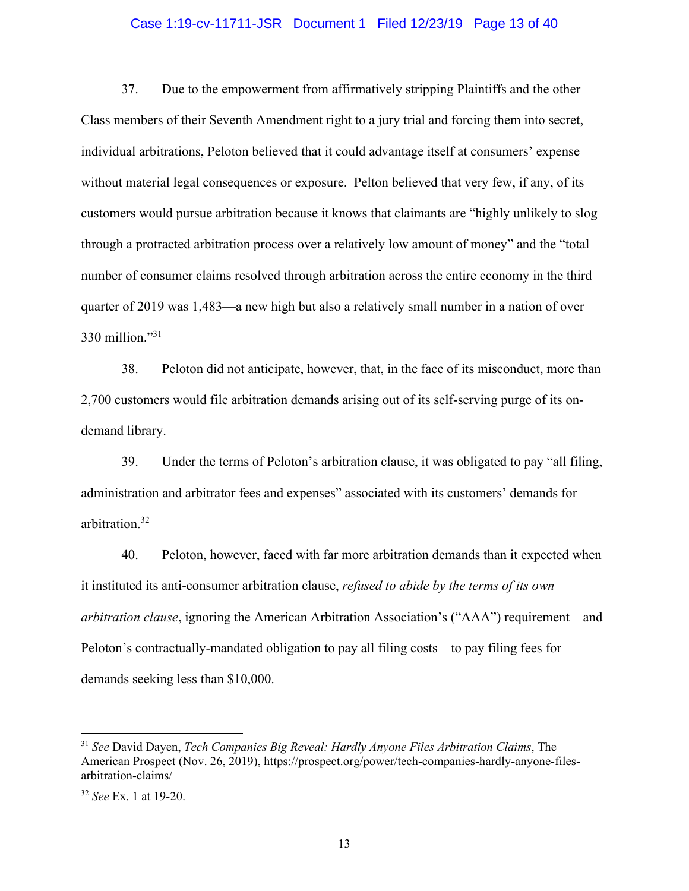37. Due to the empowerment from affirmatively stripping Plaintiffs and the other Class members of their Seventh Amendment right to a jury trial and forcing them into secret, individual arbitrations, Peloton believed that it could advantage itself at consumers' expense without material legal consequences or exposure. Pelton believed that very few, if any, of its customers would pursue arbitration because it knows that claimants are "highly unlikely to slog through a protracted arbitration process over a relatively low amount of money" and the "total number of consumer claims resolved through arbitration across the entire economy in the third quarter of 2019 was 1,483—a new high but also a relatively small number in a nation of over 330 million."[31]

38. Peloton did not anticipate, however, that, in the face of its misconduct, more than 2,700 customers would file arbitration demands arising out of its self-serving purge of its on-demand library.

39. Under the terms of Peloton's arbitration clause, it was obligated to pay "all filing, administration and arbitrator fees and expenses" associated with its customers' demands for arbitration.[32]

40. Peloton, however, faced with far more arbitration demands than it expected when it instituted its anti-consumer arbitration clause, *refused to abide by the terms of its own arbitration clause*, ignoring the American Arbitration Association's ("AAA") requirement—and Peloton's contractually-mandated obligation to pay all filing costs—to pay filing fees for demands seeking less than $10,000.

---

[31] *See* David Dayen, *Tech Companies Big Reveal: Hardly Anyone Files Arbitration Claims*, The American Prospect (Nov. 26, 2019), https://prospect.org/power/tech-companies-hardly-anyone-files-arbitration-claims/

[32] *See* Ex. 1 at 19-20.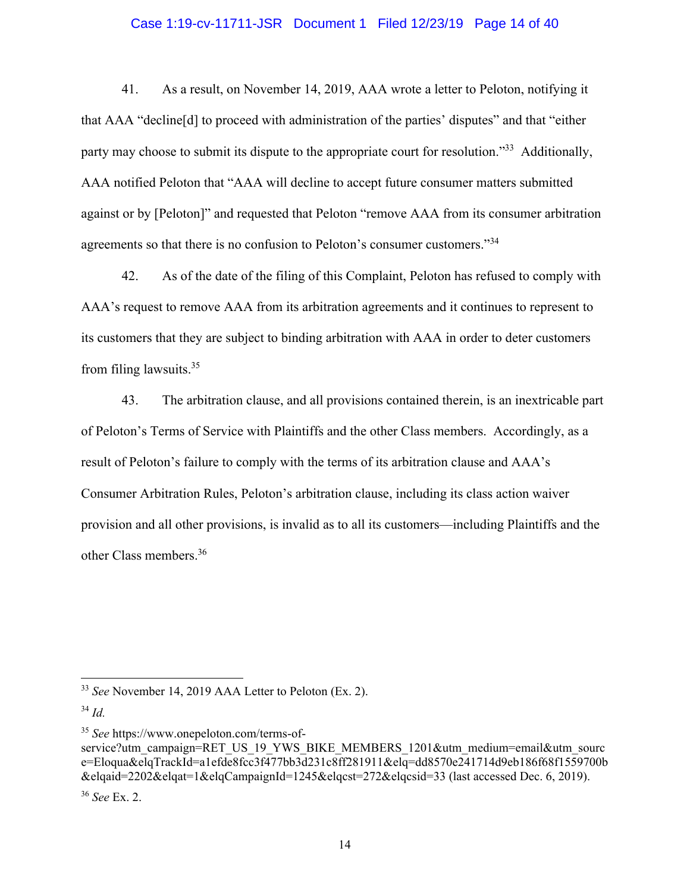41. As a result, on November 14, 2019, AAA wrote a letter to Peloton, notifying it that AAA "decline[d] to proceed with administration of the parties' disputes" and that "either party may choose to submit its dispute to the appropriate court for resolution."[33] Additionally, AAA notified Peloton that "AAA will decline to accept future consumer matters submitted against or by [Peloton]" and requested that Peloton "remove AAA from its consumer arbitration agreements so that there is no confusion to Peloton's consumer customers."[34]

42. As of the date of the filing of this Complaint, Peloton has refused to comply with AAA's request to remove AAA from its arbitration agreements and it continues to represent to its customers that they are subject to binding arbitration with AAA in order to deter customers from filing lawsuits.[35]

43. The arbitration clause, and all provisions contained therein, is an inextricable part of Peloton's Terms of Service with Plaintiffs and the other Class members. Accordingly, as a result of Peloton's failure to comply with the terms of its arbitration clause and AAA's Consumer Arbitration Rules, Peloton's arbitration clause, including its class action waiver provision and all other provisions, is invalid as to all its customers—including Plaintiffs and the other Class members.[36]

---

[33] *See* November 14, 2019 AAA Letter to Peloton (Ex. 2).

[34] *Id.*

[35] *See* https://www.onepeloton.com/terms-of-service?utm_campaign=RET_US_19_YWS_BIKE_MEMBERS_1201&utm_medium=email&utm_source=Eloqua&elqTrackId=a1efde8fcc3f477bb3d231c8ff281911&elq=dd8570e241714d9eb186f68f1559700b&elqaid=2202&elqat=1&elqCampaignId=1245&elqcst=272&elqcsid=33 (last accessed Dec. 6, 2019).

[36] *See* Ex. 2.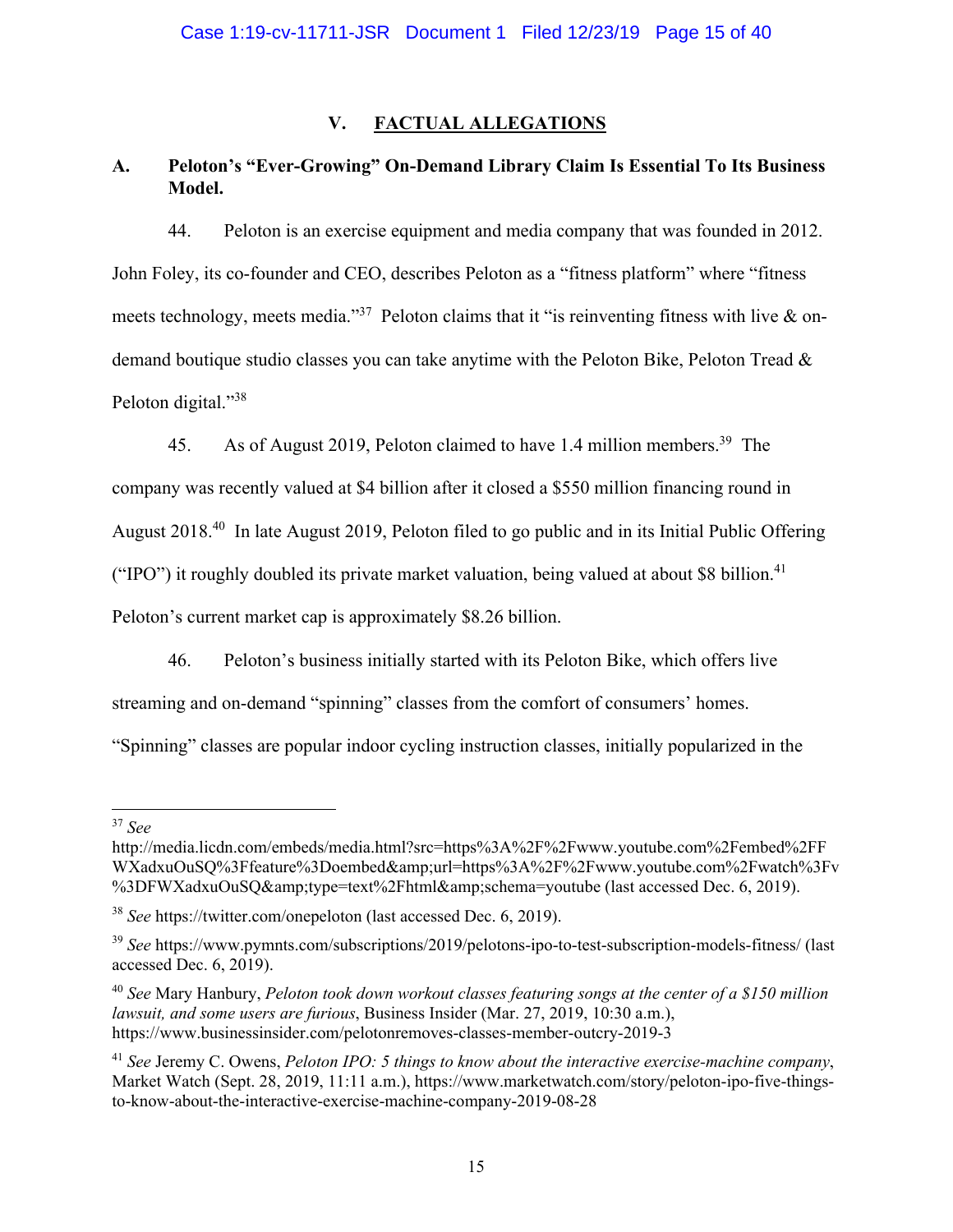## V. FACTUAL ALLEGATIONS

### A. Peloton's "Ever-Growing" On-Demand Library Claim Is Essential To Its Business Model.

44. Peloton is an exercise equipment and media company that was founded in 2012. John Foley, its co-founder and CEO, describes Peloton as a "fitness platform" where "fitness meets technology, meets media."[37] Peloton claims that it "is reinventing fitness with live & on-demand boutique studio classes you can take anytime with the Peloton Bike, Peloton Tread & Peloton digital."[38]

45. As of August 2019, Peloton claimed to have 1.4 million members.[39] The company was recently valued at $4 billion after it closed a $550 million financing round in August 2018.[40] In late August 2019, Peloton filed to go public and in its Initial Public Offering ("IPO") it roughly doubled its private market valuation, being valued at about $8 billion.[41] Peloton's current market cap is approximately $8.26 billion.

46. Peloton's business initially started with its Peloton Bike, which offers live streaming and on-demand "spinning" classes from the comfort of consumers' homes. "Spinning" classes are popular indoor cycling instruction classes, initially popularized in the

---

[37] *See* http://media.licdn.com/embeds/media.html?src=https%3A%2F%2Fwww.youtube.com%2Fembed%2FFWXadxuOuSQ%3Ffeature%3Doembed&amp;url=https%3A%2F%2Fwww.youtube.com%2Fwatch%3Fv%3DFWXadxuOuSQ&amp;type=text%2Fhtml&amp;schema=youtube (last accessed Dec. 6, 2019).

[38] *See* https://twitter.com/onepeloton (last accessed Dec. 6, 2019).

[39] *See* https://www.pymnts.com/subscriptions/2019/pelotons-ipo-to-test-subscription-models-fitness/ (last accessed Dec. 6, 2019).

[40] *See* Mary Hanbury, *Peloton took down workout classes featuring songs at the center of a $150 million lawsuit, and some users are furious*, Business Insider (Mar. 27, 2019, 10:30 a.m.), https://www.businessinsider.com/pelotonremoves-classes-member-outcry-2019-3

[41] *See* Jeremy C. Owens, *Peloton IPO: 5 things to know about the interactive exercise-machine company*, Market Watch (Sept. 28, 2019, 11:11 a.m.), https://www.marketwatch.com/story/peloton-ipo-five-things-to-know-about-the-interactive-exercise-machine-company-2019-08-28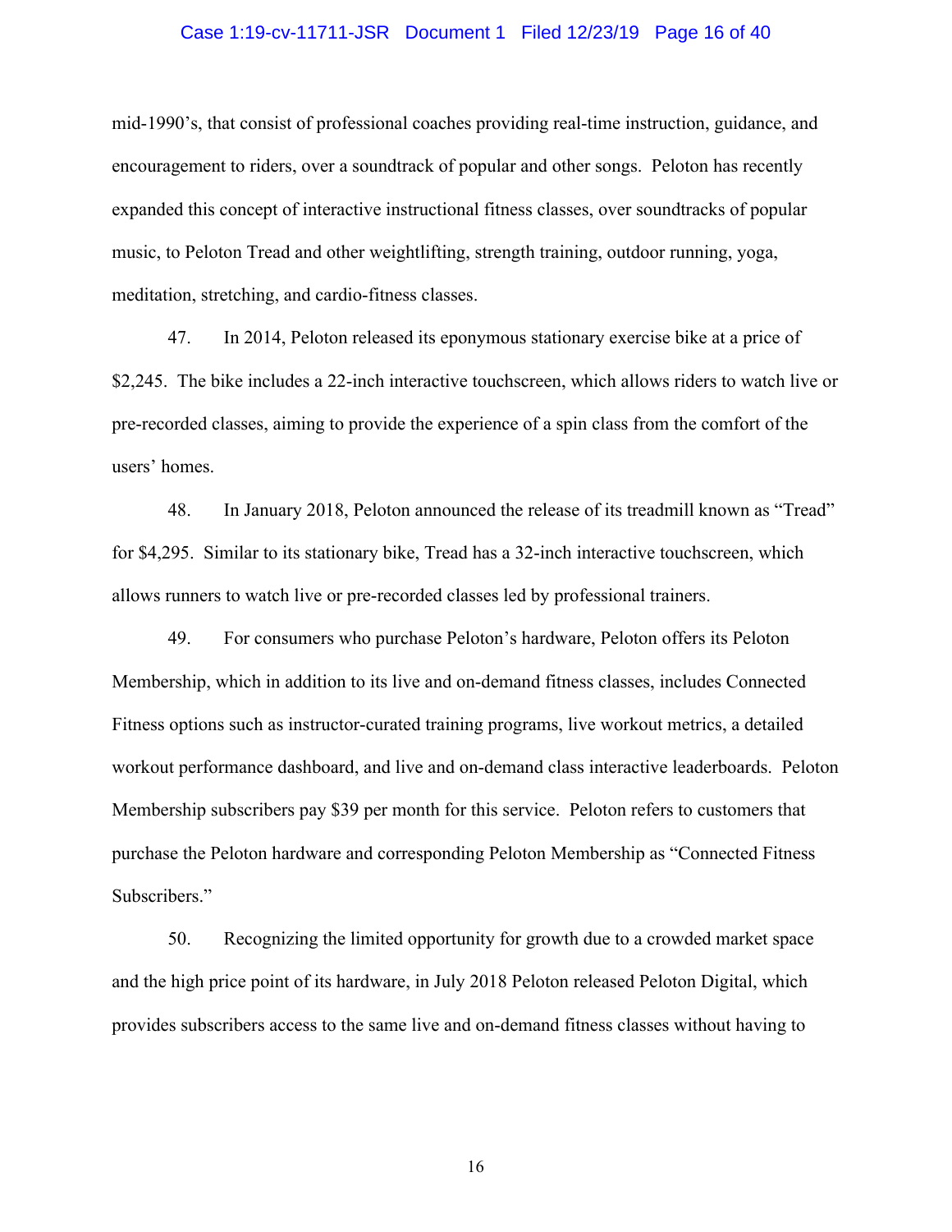mid-1990's, that consist of professional coaches providing real-time instruction, guidance, and encouragement to riders, over a soundtrack of popular and other songs. Peloton has recently expanded this concept of interactive instructional fitness classes, over soundtracks of popular music, to Peloton Tread and other weightlifting, strength training, outdoor running, yoga, meditation, stretching, and cardio-fitness classes.

47. In 2014, Peloton released its eponymous stationary exercise bike at a price of $2,245. The bike includes a 22-inch interactive touchscreen, which allows riders to watch live or pre-recorded classes, aiming to provide the experience of a spin class from the comfort of the users' homes.

48. In January 2018, Peloton announced the release of its treadmill known as "Tread" for $4,295. Similar to its stationary bike, Tread has a 32-inch interactive touchscreen, which allows runners to watch live or pre-recorded classes led by professional trainers.

49. For consumers who purchase Peloton's hardware, Peloton offers its Peloton Membership, which in addition to its live and on-demand fitness classes, includes Connected Fitness options such as instructor-curated training programs, live workout metrics, a detailed workout performance dashboard, and live and on-demand class interactive leaderboards. Peloton Membership subscribers pay $39 per month for this service. Peloton refers to customers that purchase the Peloton hardware and corresponding Peloton Membership as "Connected Fitness Subscribers."

50. Recognizing the limited opportunity for growth due to a crowded market space and the high price point of its hardware, in July 2018 Peloton released Peloton Digital, which provides subscribers access to the same live and on-demand fitness classes without having to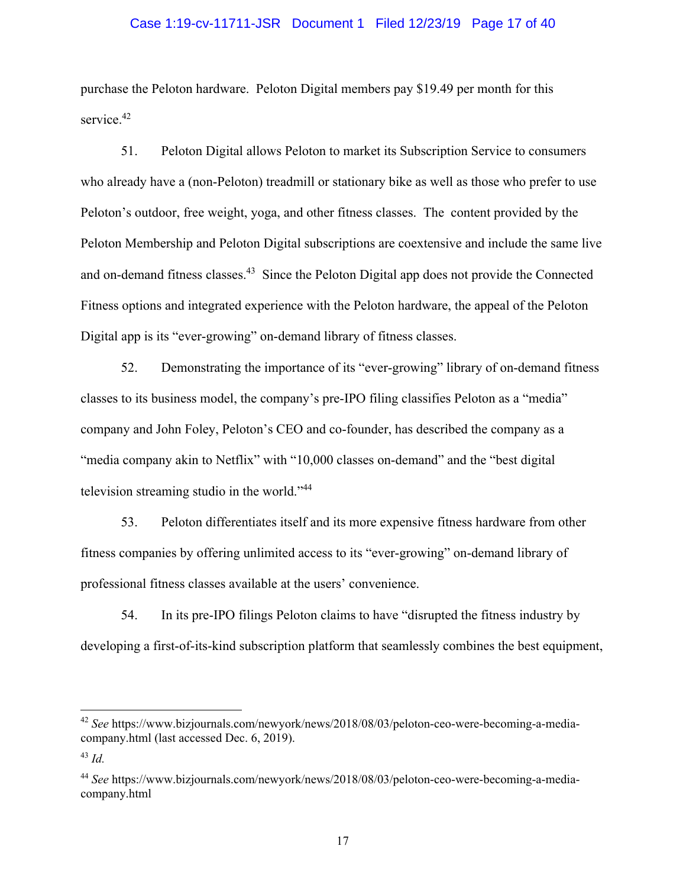purchase the Peloton hardware. Peloton Digital members pay $19.49 per month for this service.[42]

51. Peloton Digital allows Peloton to market its Subscription Service to consumers who already have a (non-Peloton) treadmill or stationary bike as well as those who prefer to use Peloton's outdoor, free weight, yoga, and other fitness classes. The content provided by the Peloton Membership and Peloton Digital subscriptions are coextensive and include the same live and on-demand fitness classes.[43] Since the Peloton Digital app does not provide the Connected Fitness options and integrated experience with the Peloton hardware, the appeal of the Peloton Digital app is its "ever-growing" on-demand library of fitness classes.

52. Demonstrating the importance of its "ever-growing" library of on-demand fitness classes to its business model, the company's pre-IPO filing classifies Peloton as a "media" company and John Foley, Peloton's CEO and co-founder, has described the company as a "media company akin to Netflix" with "10,000 classes on-demand" and the "best digital television streaming studio in the world."[44]

53. Peloton differentiates itself and its more expensive fitness hardware from other fitness companies by offering unlimited access to its "ever-growing" on-demand library of professional fitness classes available at the users' convenience.

54. In its pre-IPO filings Peloton claims to have "disrupted the fitness industry by developing a first-of-its-kind subscription platform that seamlessly combines the best equipment,

---

[42] *See* https://www.bizjournals.com/newyork/news/2018/08/03/peloton-ceo-were-becoming-a-media-company.html (last accessed Dec. 6, 2019).

[43] *Id.*

[44] *See* https://www.bizjournals.com/newyork/news/2018/08/03/peloton-ceo-were-becoming-a-media-company.html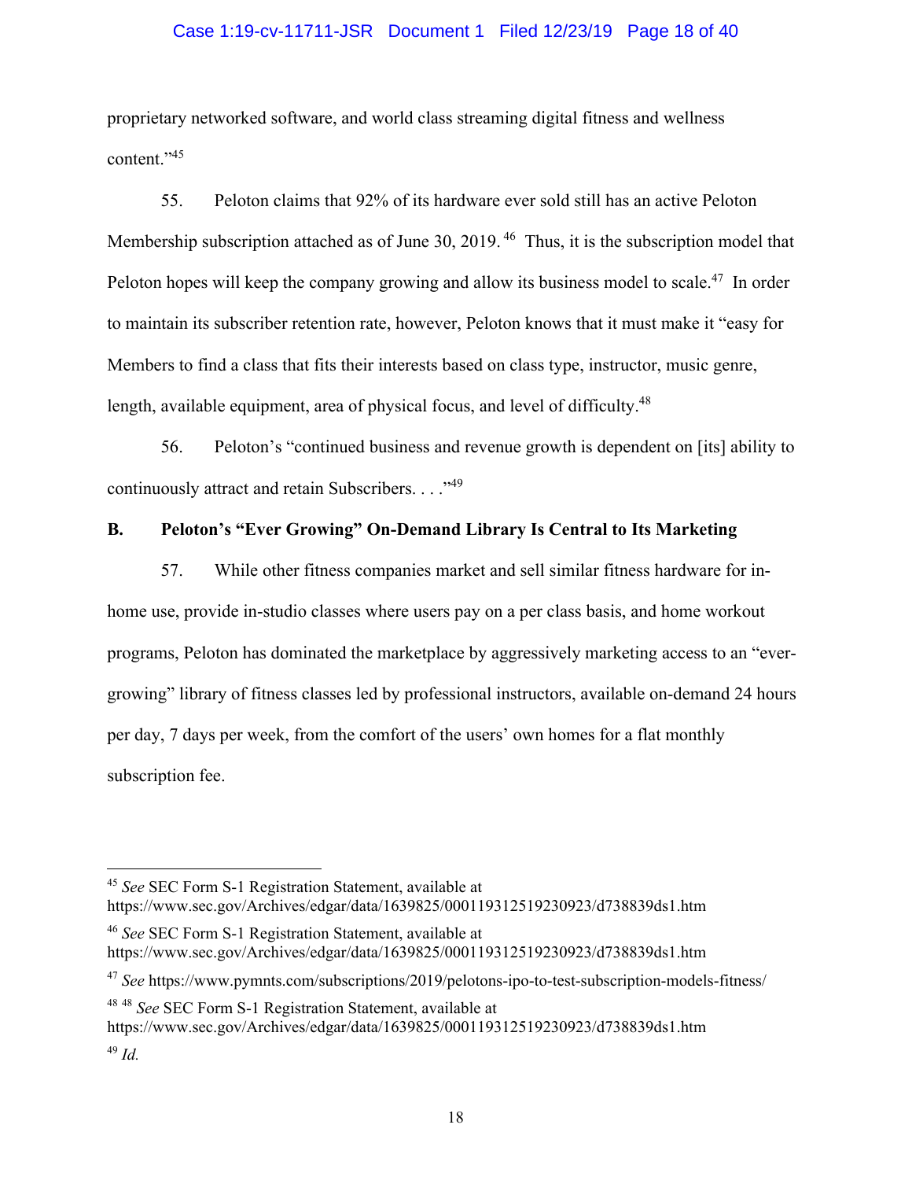proprietary networked software, and world class streaming digital fitness and wellness content."[45]

55. Peloton claims that 92% of its hardware ever sold still has an active Peloton Membership subscription attached as of June 30, 2019.[46] Thus, it is the subscription model that Peloton hopes will keep the company growing and allow its business model to scale.[47] In order to maintain its subscriber retention rate, however, Peloton knows that it must make it "easy for Members to find a class that fits their interests based on class type, instructor, music genre, length, available equipment, area of physical focus, and level of difficulty.[48]

56. Peloton's "continued business and revenue growth is dependent on [its] ability to continuously attract and retain Subscribers. . . ."[49]

### B. Peloton's "Ever Growing" On-Demand Library Is Central to Its Marketing

57. While other fitness companies market and sell similar fitness hardware for in-home use, provide in-studio classes where users pay on a per class basis, and home workout programs, Peloton has dominated the marketplace by aggressively marketing access to an "ever-growing" library of fitness classes led by professional instructors, available on-demand 24 hours per day, 7 days per week, from the comfort of the users' own homes for a flat monthly subscription fee.

---

[45] *See* SEC Form S-1 Registration Statement, available at https://www.sec.gov/Archives/edgar/data/1639825/000119312519230923/d738839ds1.htm

[46] *See* SEC Form S-1 Registration Statement, available at https://www.sec.gov/Archives/edgar/data/1639825/000119312519230923/d738839ds1.htm

[47] *See* https://www.pymnts.com/subscriptions/2019/pelotons-ipo-to-test-subscription-models-fitness/

[48] [48] *See* SEC Form S-1 Registration Statement, available at https://www.sec.gov/Archives/edgar/data/1639825/000119312519230923/d738839ds1.htm

[49] *Id.*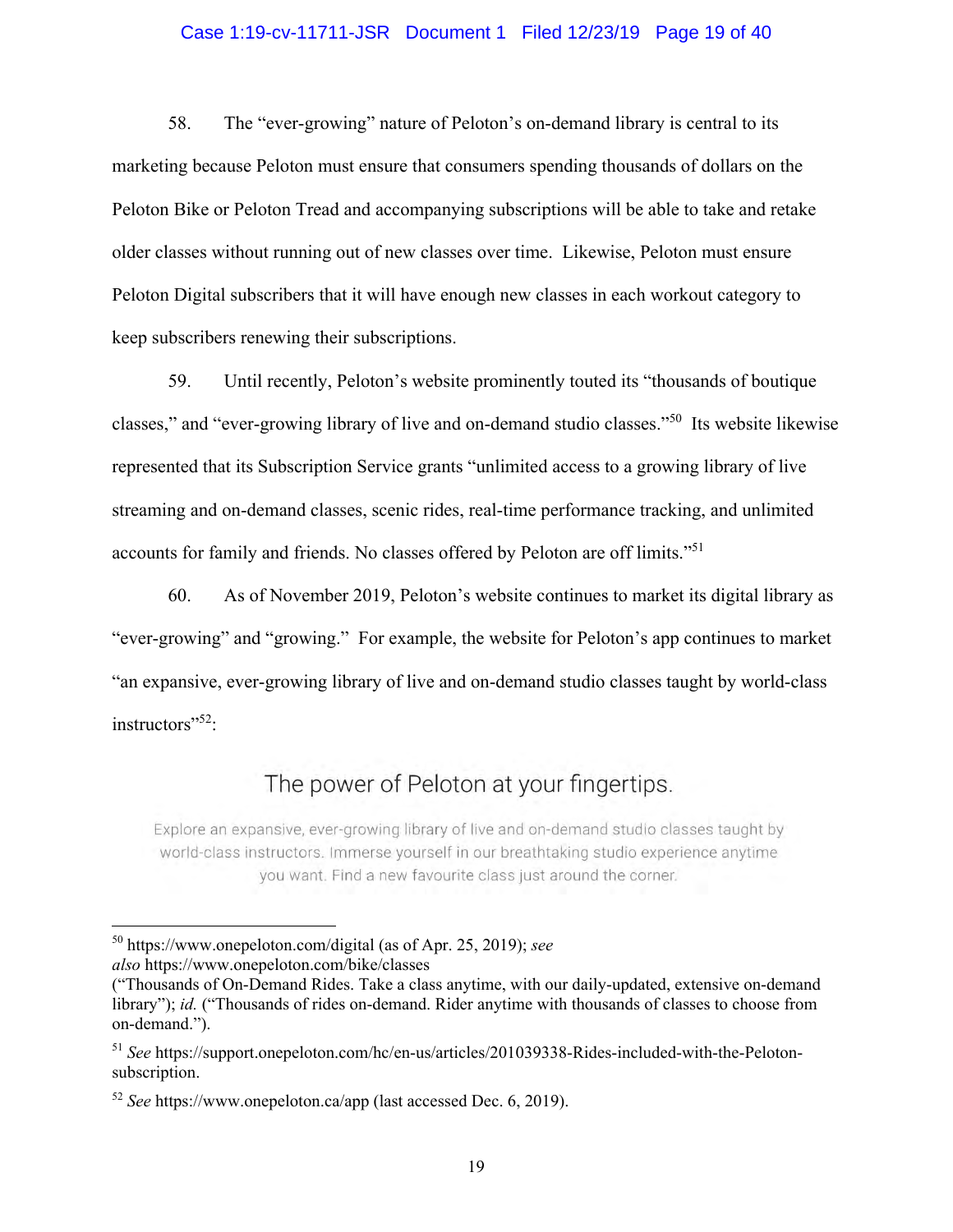58. The "ever-growing" nature of Peloton's on-demand library is central to its marketing because Peloton must ensure that consumers spending thousands of dollars on the Peloton Bike or Peloton Tread and accompanying subscriptions will be able to take and retake older classes without running out of new classes over time. Likewise, Peloton must ensure Peloton Digital subscribers that it will have enough new classes in each workout category to keep subscribers renewing their subscriptions.

59. Until recently, Peloton's website prominently touted its "thousands of boutique classes," and "ever-growing library of live and on-demand studio classes."[50] Its website likewise represented that its Subscription Service grants "unlimited access to a growing library of live streaming and on-demand classes, scenic rides, real-time performance tracking, and unlimited accounts for family and friends. No classes offered by Peloton are off limits."[51]

60. As of November 2019, Peloton's website continues to market its digital library as "ever-growing" and "growing." For example, the website for Peloton's app continues to market "an expansive, ever-growing library of live and on-demand studio classes taught by world-class instructors"[52]:

The power of Peloton at your fingertips.

Explore an expansive, ever-growing library of live and on-demand studio classes taught by world-class instructors. Immerse yourself in our breathtaking studio experience anytime you want. Find a new favourite class just around the corner.

---

[50] https://www.onepeloton.com/digital (as of Apr. 25, 2019); *see also* https://www.onepeloton.com/bike/classes ("Thousands of On-Demand Rides. Take a class anytime, with our daily-updated, extensive on-demand library"); *id.* ("Thousands of rides on-demand. Rider anytime with thousands of classes to choose from on-demand.").

[51] *See* https://support.onepeloton.com/hc/en-us/articles/201039338-Rides-included-with-the-Peloton-subscription.

[52] *See* https://www.onepeloton.ca/app (last accessed Dec. 6, 2019).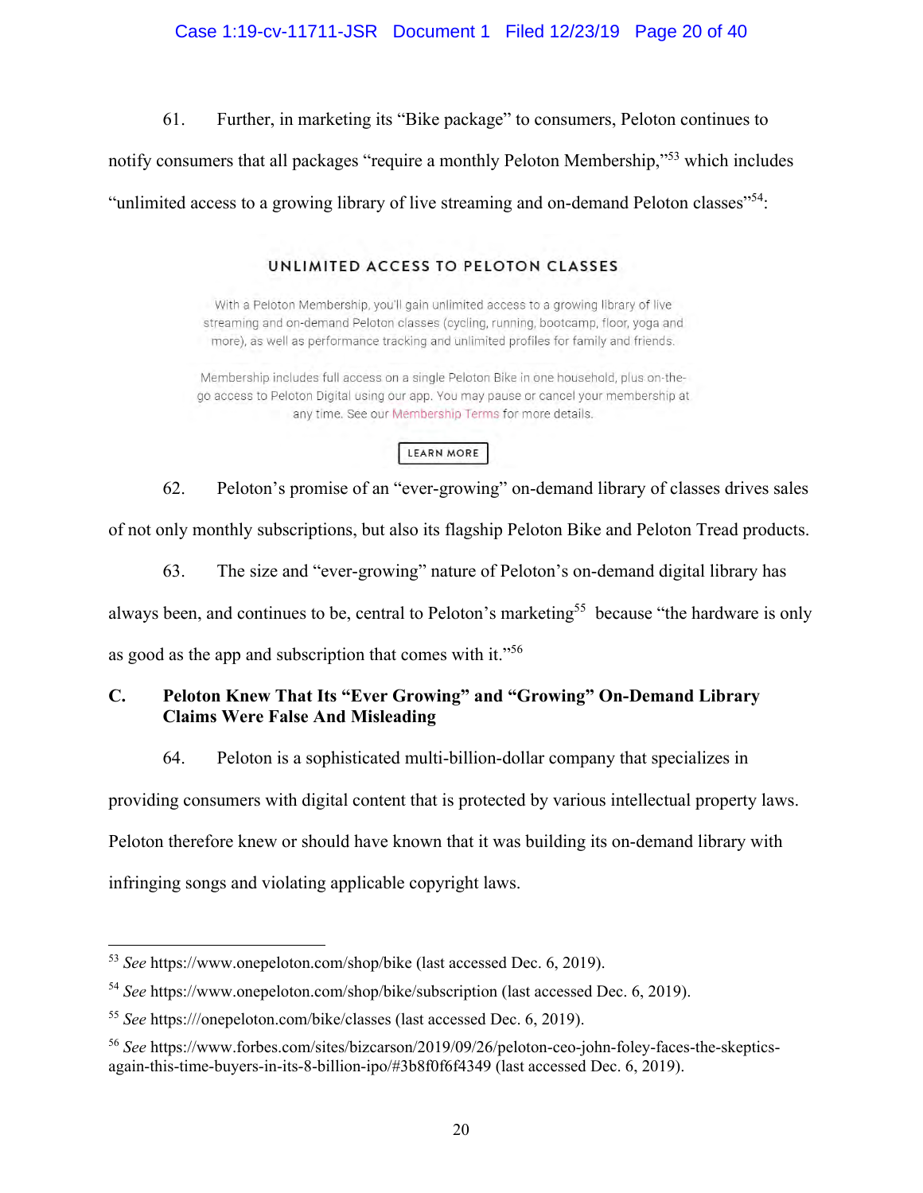61. Further, in marketing its "Bike package" to consumers, Peloton continues to notify consumers that all packages "require a monthly Peloton Membership,"[53] which includes "unlimited access to a growing library of live streaming and on-demand Peloton classes"[54]:

UNLIMITED ACCESS TO PELOTON CLASSES

With a Peloton Membership, you'll gain unlimited access to a growing library of live streaming and on-demand Peloton classes (cycling, running, bootcamp, floor, yoga and more), as well as performance tracking and unlimited profiles for family and friends.

Membership includes full access on a single Peloton Bike in one household, plus on-the-go access to Peloton Digital using our app. You may pause or cancel your membership at any time. See our Membership Terms for more details.

LEARN MORE

62. Peloton's promise of an "ever-growing" on-demand library of classes drives sales of not only monthly subscriptions, but also its flagship Peloton Bike and Peloton Tread products.

63. The size and "ever-growing" nature of Peloton's on-demand digital library has always been, and continues to be, central to Peloton's marketing[55] because "the hardware is only as good as the app and subscription that comes with it."[56]

## C. Peloton Knew That Its "Ever Growing" and "Growing" On-Demand Library Claims Were False And Misleading

64. Peloton is a sophisticated multi-billion-dollar company that specializes in providing consumers with digital content that is protected by various intellectual property laws. Peloton therefore knew or should have known that it was building its on-demand library with infringing songs and violating applicable copyright laws.

---

[53] *See* https://www.onepeloton.com/shop/bike (last accessed Dec. 6, 2019).

[54] *See* https://www.onepeloton.com/shop/bike/subscription (last accessed Dec. 6, 2019).

[55] *See* https:///onepeloton.com/bike/classes (last accessed Dec. 6, 2019).

[56] *See* https://www.forbes.com/sites/bizcarson/2019/09/26/peloton-ceo-john-foley-faces-the-skeptics-again-this-time-buyers-in-its-8-billion-ipo/#3b8f0f6f4349 (last accessed Dec. 6, 2019).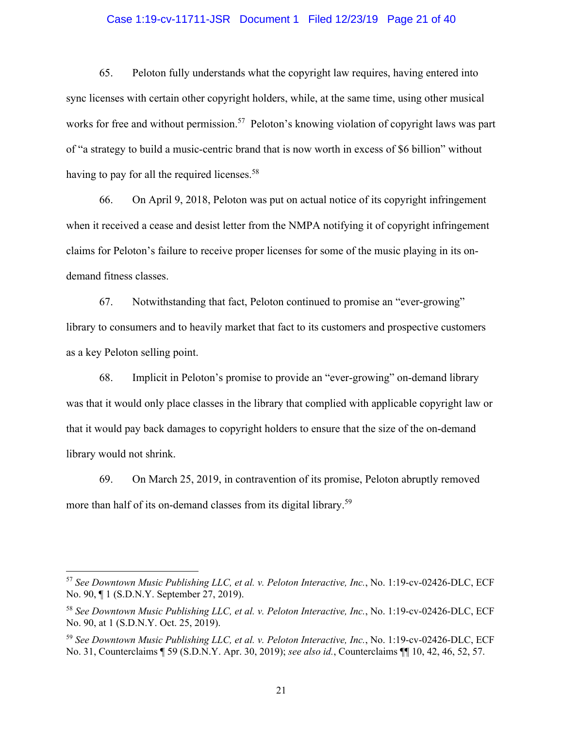65. Peloton fully understands what the copyright law requires, having entered into sync licenses with certain other copyright holders, while, at the same time, using other musical works for free and without permission.[57] Peloton's knowing violation of copyright laws was part of "a strategy to build a music-centric brand that is now worth in excess of $6 billion" without having to pay for all the required licenses.[58]

66. On April 9, 2018, Peloton was put on actual notice of its copyright infringement when it received a cease and desist letter from the NMPA notifying it of copyright infringement claims for Peloton's failure to receive proper licenses for some of the music playing in its on-demand fitness classes.

67. Notwithstanding that fact, Peloton continued to promise an "ever-growing" library to consumers and to heavily market that fact to its customers and prospective customers as a key Peloton selling point.

68. Implicit in Peloton's promise to provide an "ever-growing" on-demand library was that it would only place classes in the library that complied with applicable copyright law or that it would pay back damages to copyright holders to ensure that the size of the on-demand library would not shrink.

69. On March 25, 2019, in contravention of its promise, Peloton abruptly removed more than half of its on-demand classes from its digital library.[59]

---

[57] *See Downtown Music Publishing LLC, et al. v. Peloton Interactive, Inc.*, No. 1:19-cv-02426-DLC, ECF No. 90, ¶ 1 (S.D.N.Y. September 27, 2019).

[58] *See Downtown Music Publishing LLC, et al. v. Peloton Interactive, Inc.*, No. 1:19-cv-02426-DLC, ECF No. 90, at 1 (S.D.N.Y. Oct. 25, 2019).

[59] *See Downtown Music Publishing LLC, et al. v. Peloton Interactive, Inc.*, No. 1:19-cv-02426-DLC, ECF No. 31, Counterclaims ¶ 59 (S.D.N.Y. Apr. 30, 2019); *see also id.*, Counterclaims ¶¶ 10, 42, 46, 52, 57.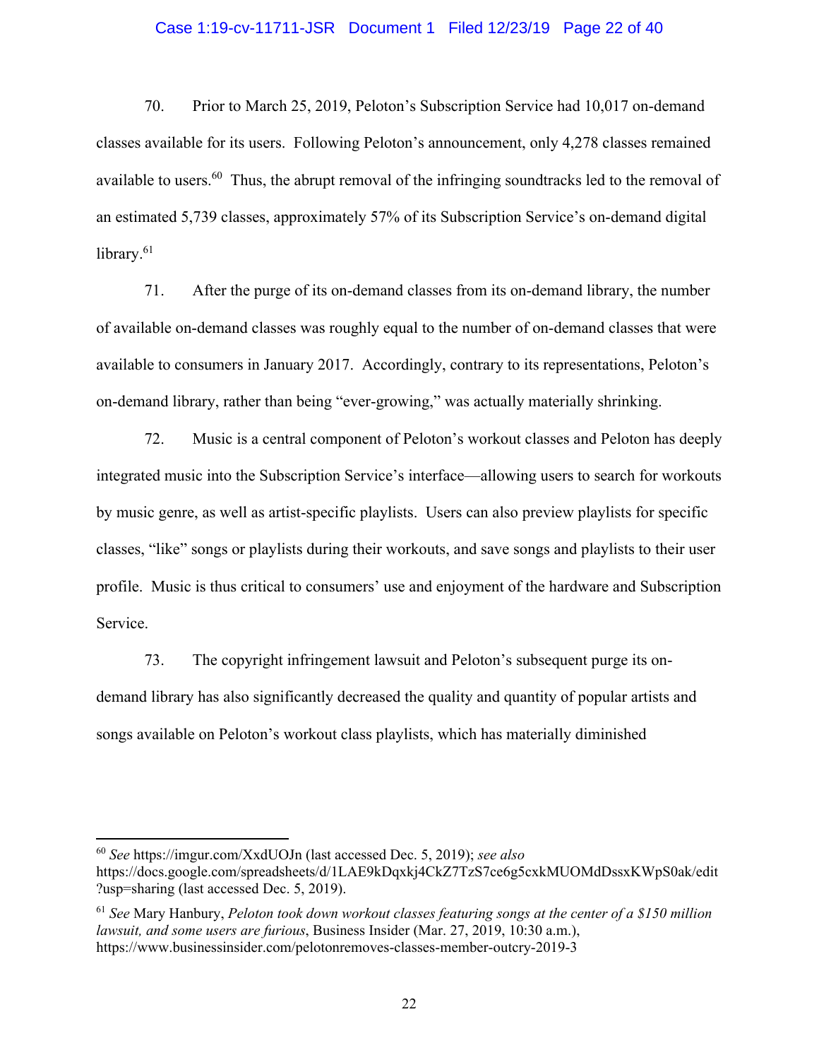70. Prior to March 25, 2019, Peloton's Subscription Service had 10,017 on-demand classes available for its users. Following Peloton's announcement, only 4,278 classes remained available to users.[60] Thus, the abrupt removal of the infringing soundtracks led to the removal of an estimated 5,739 classes, approximately 57% of its Subscription Service's on-demand digital library.[61]

71. After the purge of its on-demand classes from its on-demand library, the number of available on-demand classes was roughly equal to the number of on-demand classes that were available to consumers in January 2017. Accordingly, contrary to its representations, Peloton's on-demand library, rather than being "ever-growing," was actually materially shrinking.

72. Music is a central component of Peloton's workout classes and Peloton has deeply integrated music into the Subscription Service's interface—allowing users to search for workouts by music genre, as well as artist-specific playlists. Users can also preview playlists for specific classes, "like" songs or playlists during their workouts, and save songs and playlists to their user profile. Music is thus critical to consumers' use and enjoyment of the hardware and Subscription Service.

73. The copyright infringement lawsuit and Peloton's subsequent purge its on-demand library has also significantly decreased the quality and quantity of popular artists and songs available on Peloton's workout class playlists, which has materially diminished

---

[60] *See* https://imgur.com/XxdUOJn (last accessed Dec. 5, 2019); *see also* https://docs.google.com/spreadsheets/d/1LAE9kDqxkj4CkZ7TzS7ce6g5cxkMUOMdDssxKWpS0ak/edit?usp=sharing (last accessed Dec. 5, 2019).

[61] *See* Mary Hanbury, *Peloton took down workout classes featuring songs at the center of a $150 million lawsuit, and some users are furious*, Business Insider (Mar. 27, 2019, 10:30 a.m.), https://www.businessinsider.com/pelotonremoves-classes-member-outcry-2019-3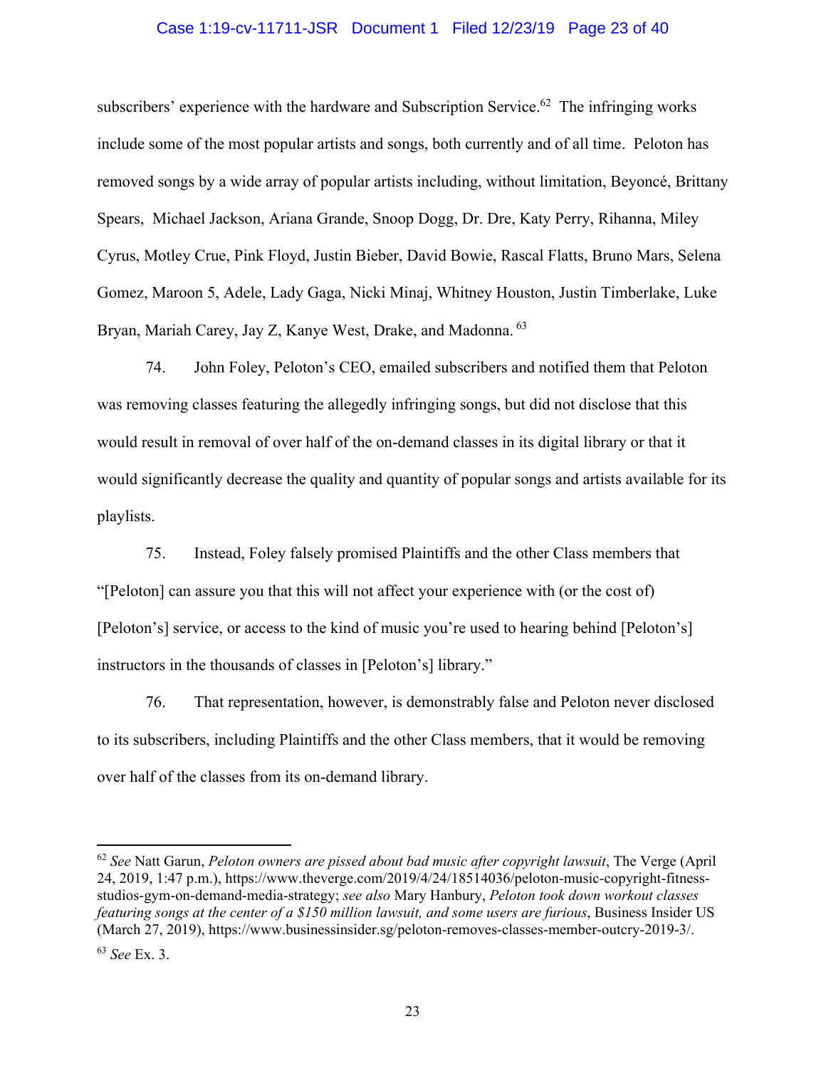subscribers' experience with the hardware and Subscription Service.[62] The infringing works include some of the most popular artists and songs, both currently and of all time. Peloton has removed songs by a wide array of popular artists including, without limitation, Beyoncé, Brittany Spears, Michael Jackson, Ariana Grande, Snoop Dogg, Dr. Dre, Katy Perry, Rihanna, Miley Cyrus, Motley Crue, Pink Floyd, Justin Bieber, David Bowie, Rascal Flatts, Bruno Mars, Selena Gomez, Maroon 5, Adele, Lady Gaga, Nicki Minaj, Whitney Houston, Justin Timberlake, Luke Bryan, Mariah Carey, Jay Z, Kanye West, Drake, and Madonna.[63]

74. John Foley, Peloton's CEO, emailed subscribers and notified them that Peloton was removing classes featuring the allegedly infringing songs, but did not disclose that this would result in removal of over half of the on-demand classes in its digital library or that it would significantly decrease the quality and quantity of popular songs and artists available for its playlists.

75. Instead, Foley falsely promised Plaintiffs and the other Class members that "[Peloton] can assure you that this will not affect your experience with (or the cost of) [Peloton's] service, or access to the kind of music you're used to hearing behind [Peloton's] instructors in the thousands of classes in [Peloton's] library."

76. That representation, however, is demonstrably false and Peloton never disclosed to its subscribers, including Plaintiffs and the other Class members, that it would be removing over half of the classes from its on-demand library.

---

[62] *See* Natt Garun, *Peloton owners are pissed about bad music after copyright lawsuit*, The Verge (April 24, 2019, 1:47 p.m.), https://www.theverge.com/2019/4/24/18514036/peloton-music-copyright-fitness-studios-gym-on-demand-media-strategy; *see also* Mary Hanbury, *Peloton took down workout classes featuring songs at the center of a $150 million lawsuit, and some users are furious*, Business Insider US (March 27, 2019), https://www.businessinsider.sg/peloton-removes-classes-member-outcry-2019-3/.

[63] *See* Ex. 3.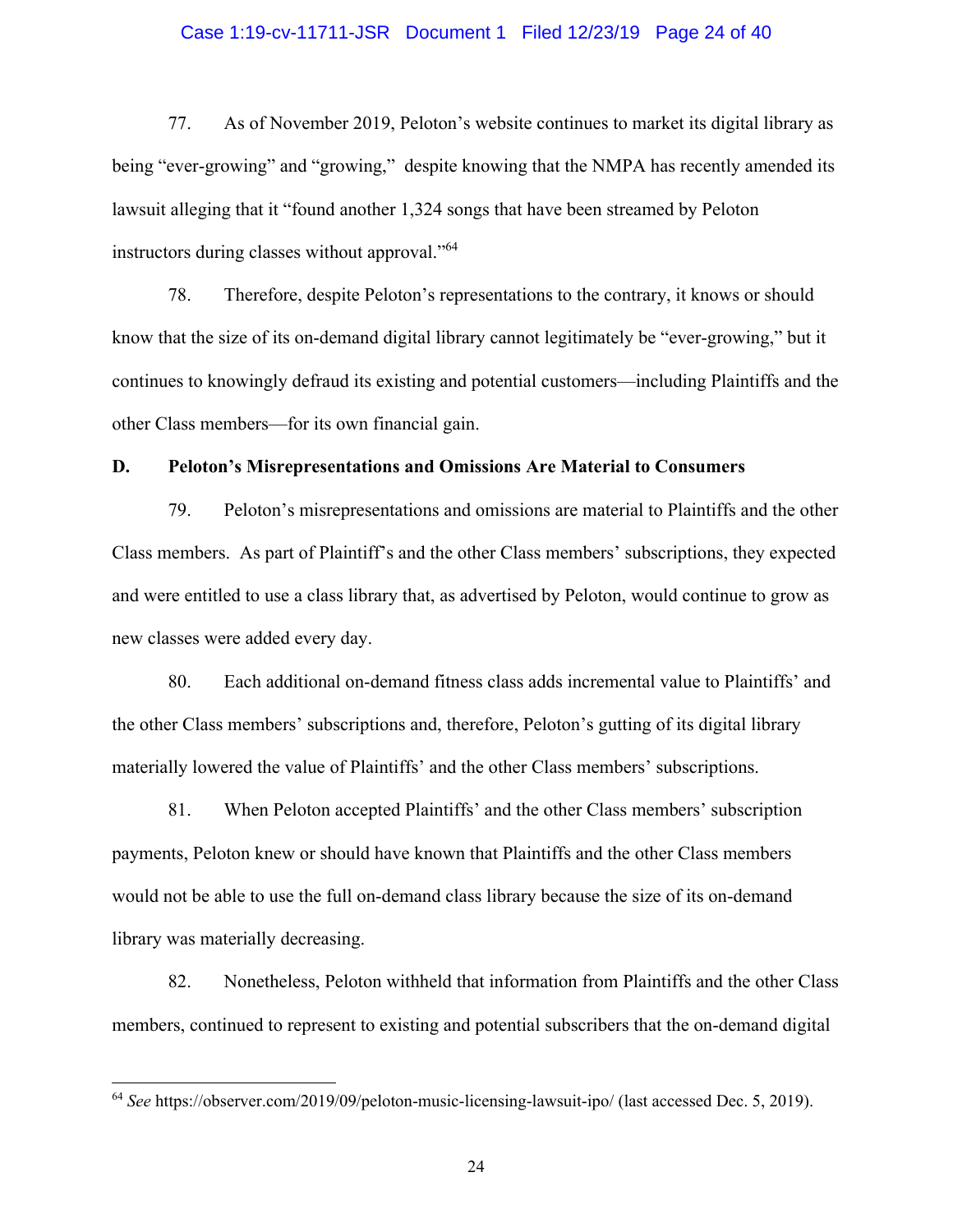77. As of November 2019, Peloton's website continues to market its digital library as being "ever-growing" and "growing," despite knowing that the NMPA has recently amended its lawsuit alleging that it "found another 1,324 songs that have been streamed by Peloton instructors during classes without approval."[64]

78. Therefore, despite Peloton's representations to the contrary, it knows or should know that the size of its on-demand digital library cannot legitimately be "ever-growing," but it continues to knowingly defraud its existing and potential customers—including Plaintiffs and the other Class members—for its own financial gain.

### D. Peloton's Misrepresentations and Omissions Are Material to Consumers

79. Peloton's misrepresentations and omissions are material to Plaintiffs and the other Class members. As part of Plaintiff's and the other Class members' subscriptions, they expected and were entitled to use a class library that, as advertised by Peloton, would continue to grow as new classes were added every day.

80. Each additional on-demand fitness class adds incremental value to Plaintiffs' and the other Class members' subscriptions and, therefore, Peloton's gutting of its digital library materially lowered the value of Plaintiffs' and the other Class members' subscriptions.

81. When Peloton accepted Plaintiffs' and the other Class members' subscription payments, Peloton knew or should have known that Plaintiffs and the other Class members would not be able to use the full on-demand class library because the size of its on-demand library was materially decreasing.

82. Nonetheless, Peloton withheld that information from Plaintiffs and the other Class members, continued to represent to existing and potential subscribers that the on-demand digital

---

[64] *See* https://observer.com/2019/09/peloton-music-licensing-lawsuit-ipo/ (last accessed Dec. 5, 2019).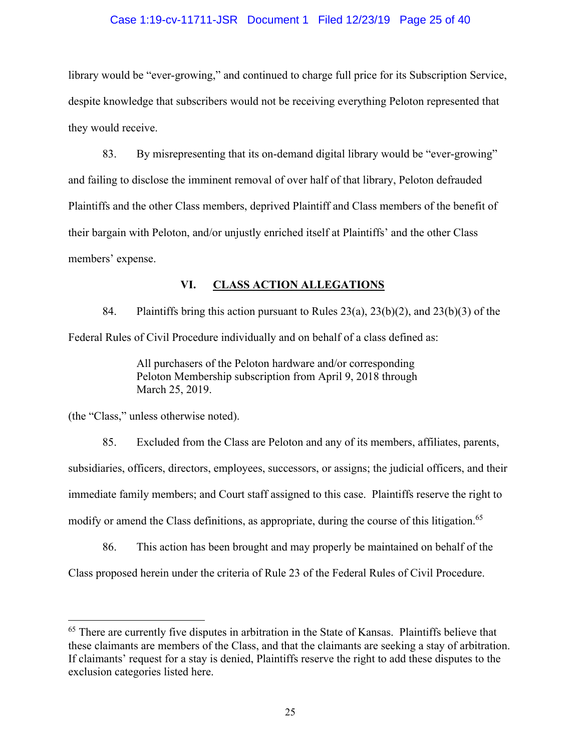library would be "ever-growing," and continued to charge full price for its Subscription Service, despite knowledge that subscribers would not be receiving everything Peloton represented that they would receive.

83. By misrepresenting that its on-demand digital library would be "ever-growing" and failing to disclose the imminent removal of over half of that library, Peloton defrauded Plaintiffs and the other Class members, deprived Plaintiff and Class members of the benefit of their bargain with Peloton, and/or unjustly enriched itself at Plaintiffs' and the other Class members' expense.

## VI. CLASS ACTION ALLEGATIONS

84. Plaintiffs bring this action pursuant to Rules 23(a), 23(b)(2), and 23(b)(3) of the Federal Rules of Civil Procedure individually and on behalf of a class defined as:

> All purchasers of the Peloton hardware and/or corresponding Peloton Membership subscription from April 9, 2018 through March 25, 2019.

(the "Class," unless otherwise noted).

85. Excluded from the Class are Peloton and any of its members, affiliates, parents, subsidiaries, officers, directors, employees, successors, or assigns; the judicial officers, and their immediate family members; and Court staff assigned to this case. Plaintiffs reserve the right to modify or amend the Class definitions, as appropriate, during the course of this litigation.[65]

86. This action has been brought and may properly be maintained on behalf of the Class proposed herein under the criteria of Rule 23 of the Federal Rules of Civil Procedure.

---

[65] There are currently five disputes in arbitration in the State of Kansas. Plaintiffs believe that these claimants are members of the Class, and that the claimants are seeking a stay of arbitration. If claimants' request for a stay is denied, Plaintiffs reserve the right to add these disputes to the exclusion categories listed here.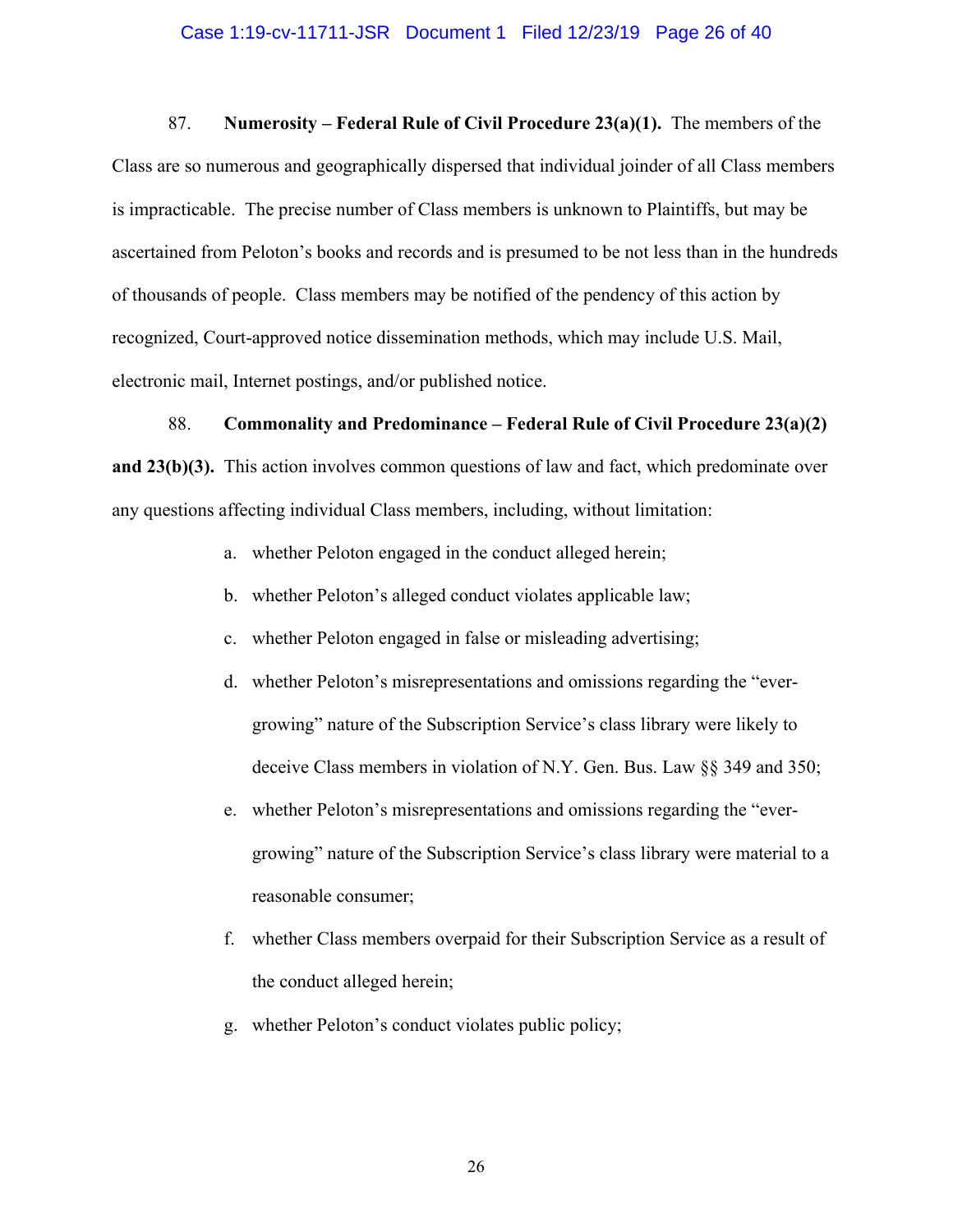87. **Numerosity – Federal Rule of Civil Procedure 23(a)(1).** The members of the Class are so numerous and geographically dispersed that individual joinder of all Class members is impracticable. The precise number of Class members is unknown to Plaintiffs, but may be ascertained from Peloton's books and records and is presumed to be not less than in the hundreds of thousands of people. Class members may be notified of the pendency of this action by recognized, Court-approved notice dissemination methods, which may include U.S. Mail, electronic mail, Internet postings, and/or published notice.

88. **Commonality and Predominance – Federal Rule of Civil Procedure 23(a)(2) and 23(b)(3).** This action involves common questions of law and fact, which predominate over any questions affecting individual Class members, including, without limitation:

a. whether Peloton engaged in the conduct alleged herein;

b. whether Peloton's alleged conduct violates applicable law;

c. whether Peloton engaged in false or misleading advertising;

d. whether Peloton's misrepresentations and omissions regarding the "ever-growing" nature of the Subscription Service's class library were likely to deceive Class members in violation of N.Y. Gen. Bus. Law §§ 349 and 350;

e. whether Peloton's misrepresentations and omissions regarding the "ever-growing" nature of the Subscription Service's class library were material to a reasonable consumer;

f. whether Class members overpaid for their Subscription Service as a result of the conduct alleged herein;

g. whether Peloton's conduct violates public policy;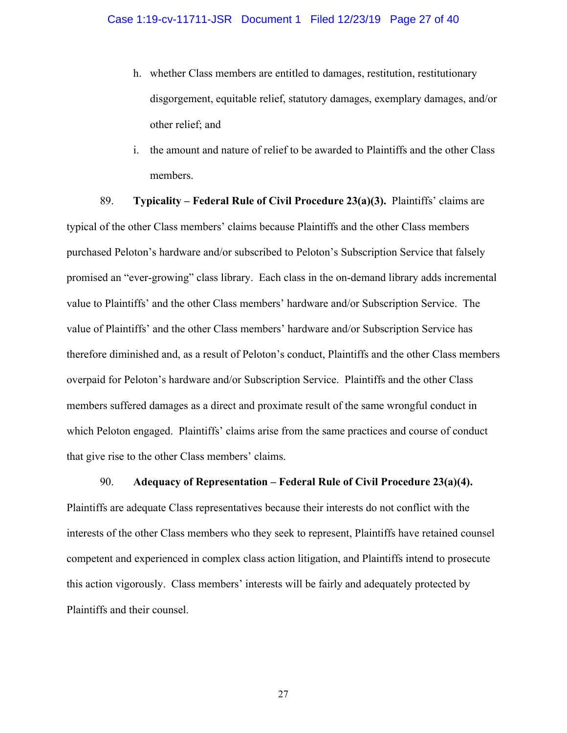h. whether Class members are entitled to damages, restitution, restitutionary disgorgement, equitable relief, statutory damages, exemplary damages, and/or other relief; and

i. the amount and nature of relief to be awarded to Plaintiffs and the other Class members.

89. **Typicality – Federal Rule of Civil Procedure 23(a)(3).** Plaintiffs' claims are typical of the other Class members' claims because Plaintiffs and the other Class members purchased Peloton's hardware and/or subscribed to Peloton's Subscription Service that falsely promised an "ever-growing" class library. Each class in the on-demand library adds incremental value to Plaintiffs' and the other Class members' hardware and/or Subscription Service. The value of Plaintiffs' and the other Class members' hardware and/or Subscription Service has therefore diminished and, as a result of Peloton's conduct, Plaintiffs and the other Class members overpaid for Peloton's hardware and/or Subscription Service. Plaintiffs and the other Class members suffered damages as a direct and proximate result of the same wrongful conduct in which Peloton engaged. Plaintiffs' claims arise from the same practices and course of conduct that give rise to the other Class members' claims.

90. **Adequacy of Representation – Federal Rule of Civil Procedure 23(a)(4).** Plaintiffs are adequate Class representatives because their interests do not conflict with the interests of the other Class members who they seek to represent, Plaintiffs have retained counsel competent and experienced in complex class action litigation, and Plaintiffs intend to prosecute this action vigorously. Class members' interests will be fairly and adequately protected by Plaintiffs and their counsel.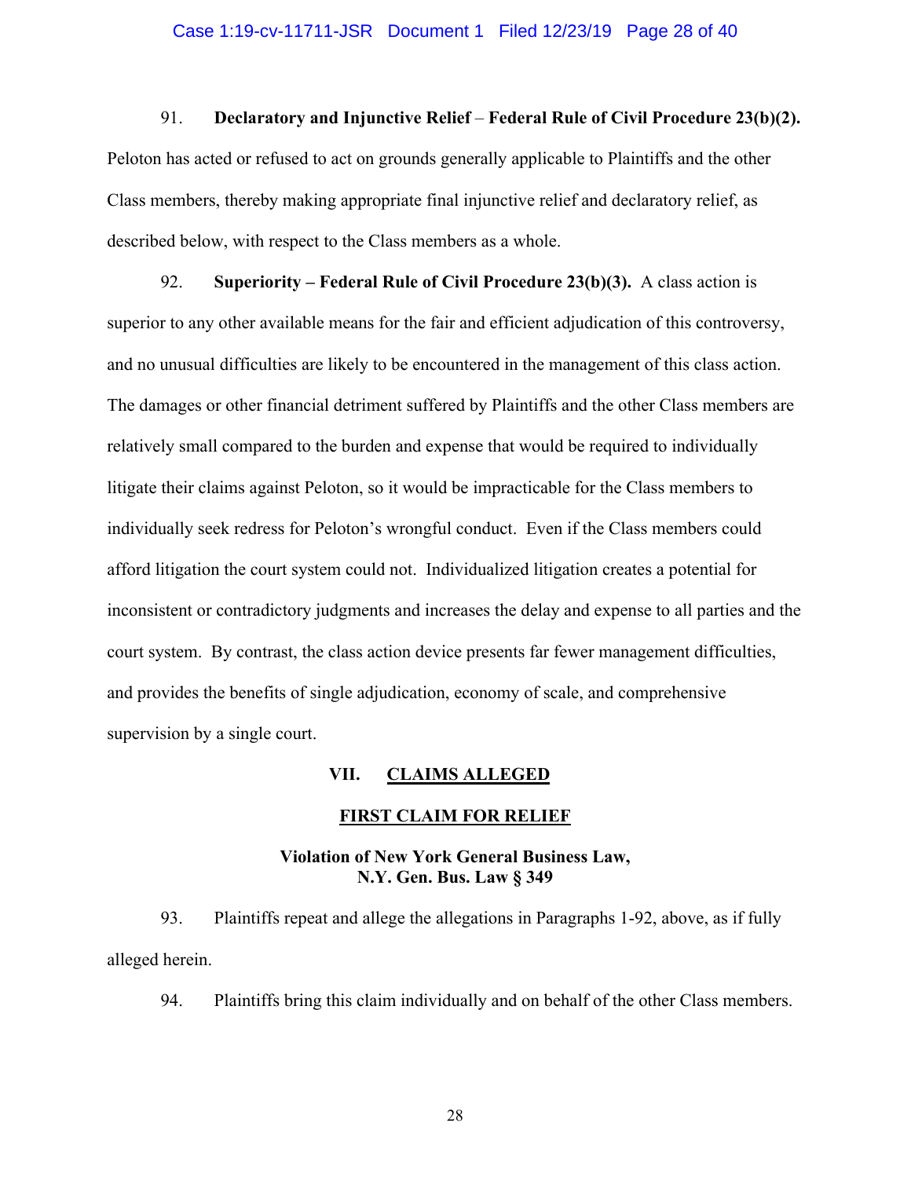91. **Declaratory and Injunctive Relief** – **Federal Rule of Civil Procedure 23(b)(2).** Peloton has acted or refused to act on grounds generally applicable to Plaintiffs and the other Class members, thereby making appropriate final injunctive relief and declaratory relief, as described below, with respect to the Class members as a whole.

92. **Superiority – Federal Rule of Civil Procedure 23(b)(3).** A class action is superior to any other available means for the fair and efficient adjudication of this controversy, and no unusual difficulties are likely to be encountered in the management of this class action. The damages or other financial detriment suffered by Plaintiffs and the other Class members are relatively small compared to the burden and expense that would be required to individually litigate their claims against Peloton, so it would be impracticable for the Class members to individually seek redress for Peloton's wrongful conduct. Even if the Class members could afford litigation the court system could not. Individualized litigation creates a potential for inconsistent or contradictory judgments and increases the delay and expense to all parties and the court system. By contrast, the class action device presents far fewer management difficulties, and provides the benefits of single adjudication, economy of scale, and comprehensive supervision by a single court.

## VII. CLAIMS ALLEGED

### FIRST CLAIM FOR RELIEF

### Violation of New York General Business Law, N.Y. Gen. Bus. Law § 349

93. Plaintiffs repeat and allege the allegations in Paragraphs 1-92, above, as if fully alleged herein.

94. Plaintiffs bring this claim individually and on behalf of the other Class members.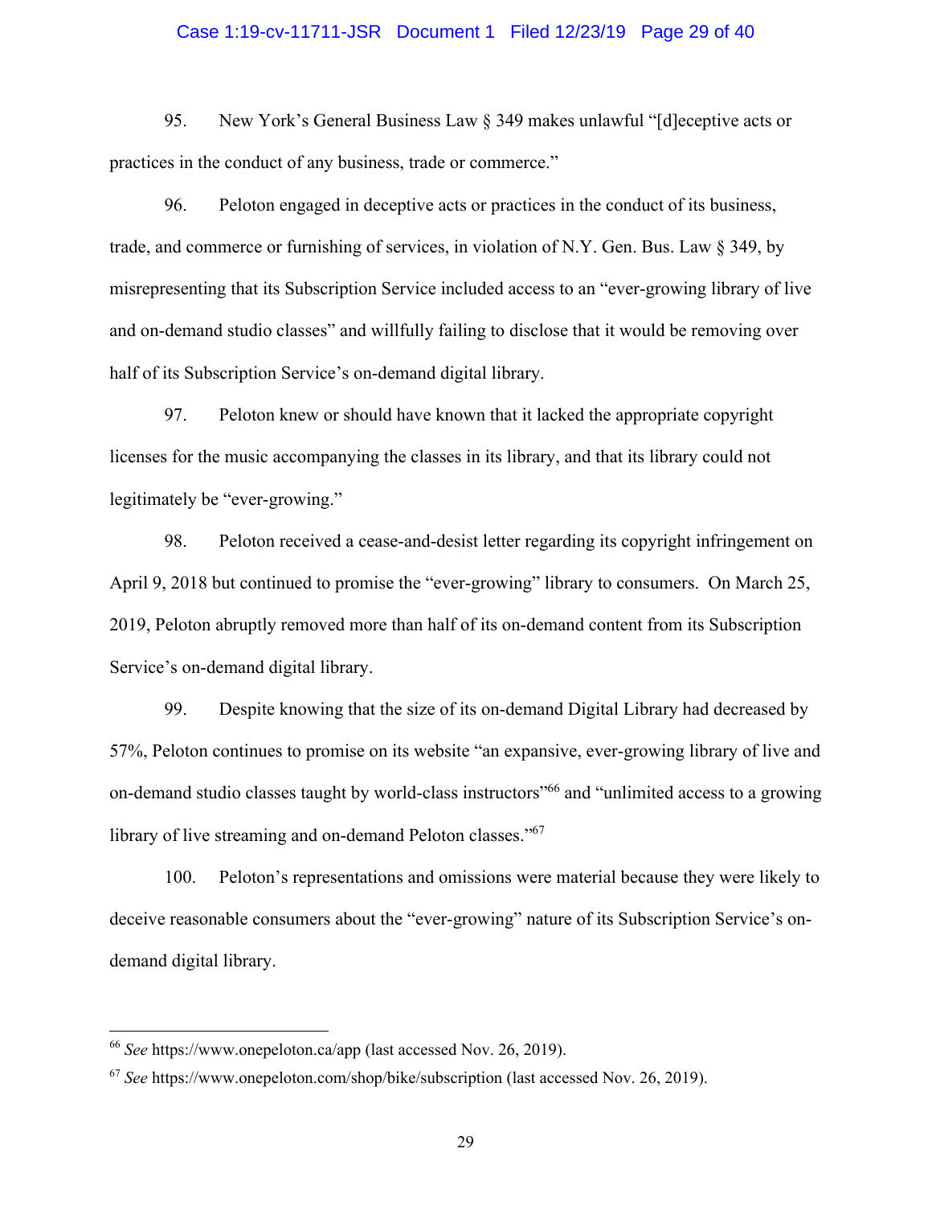95. New York's General Business Law § 349 makes unlawful "[d]eceptive acts or practices in the conduct of any business, trade or commerce."

96. Peloton engaged in deceptive acts or practices in the conduct of its business, trade, and commerce or furnishing of services, in violation of N.Y. Gen. Bus. Law § 349, by misrepresenting that its Subscription Service included access to an "ever-growing library of live and on-demand studio classes" and willfully failing to disclose that it would be removing over half of its Subscription Service's on-demand digital library.

97. Peloton knew or should have known that it lacked the appropriate copyright licenses for the music accompanying the classes in its library, and that its library could not legitimately be "ever-growing."

98. Peloton received a cease-and-desist letter regarding its copyright infringement on April 9, 2018 but continued to promise the "ever-growing" library to consumers. On March 25, 2019, Peloton abruptly removed more than half of its on-demand content from its Subscription Service's on-demand digital library.

99. Despite knowing that the size of its on-demand Digital Library had decreased by 57%, Peloton continues to promise on its website "an expansive, ever-growing library of live and on-demand studio classes taught by world-class instructors"[66] and "unlimited access to a growing library of live streaming and on-demand Peloton classes."[67]

100. Peloton's representations and omissions were material because they were likely to deceive reasonable consumers about the "ever-growing" nature of its Subscription Service's on-demand digital library.

---

[66] *See* https://www.onepeloton.ca/app (last accessed Nov. 26, 2019).

[67] *See* https://www.onepeloton.com/shop/bike/subscription (last accessed Nov. 26, 2019).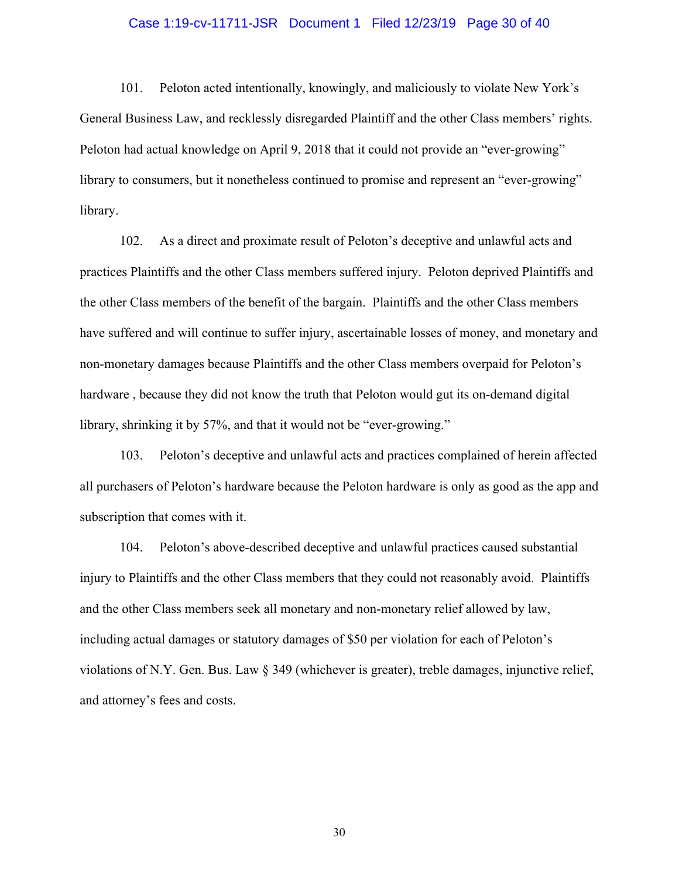101. Peloton acted intentionally, knowingly, and maliciously to violate New York's General Business Law, and recklessly disregarded Plaintiff and the other Class members' rights. Peloton had actual knowledge on April 9, 2018 that it could not provide an "ever-growing" library to consumers, but it nonetheless continued to promise and represent an "ever-growing" library.

102. As a direct and proximate result of Peloton's deceptive and unlawful acts and practices Plaintiffs and the other Class members suffered injury. Peloton deprived Plaintiffs and the other Class members of the benefit of the bargain. Plaintiffs and the other Class members have suffered and will continue to suffer injury, ascertainable losses of money, and monetary and non-monetary damages because Plaintiffs and the other Class members overpaid for Peloton's hardware , because they did not know the truth that Peloton would gut its on-demand digital library, shrinking it by 57%, and that it would not be "ever-growing."

103. Peloton's deceptive and unlawful acts and practices complained of herein affected all purchasers of Peloton's hardware because the Peloton hardware is only as good as the app and subscription that comes with it.

104. Peloton's above-described deceptive and unlawful practices caused substantial injury to Plaintiffs and the other Class members that they could not reasonably avoid. Plaintiffs and the other Class members seek all monetary and non-monetary relief allowed by law, including actual damages or statutory damages of $50 per violation for each of Peloton's violations of N.Y. Gen. Bus. Law § 349 (whichever is greater), treble damages, injunctive relief, and attorney's fees and costs.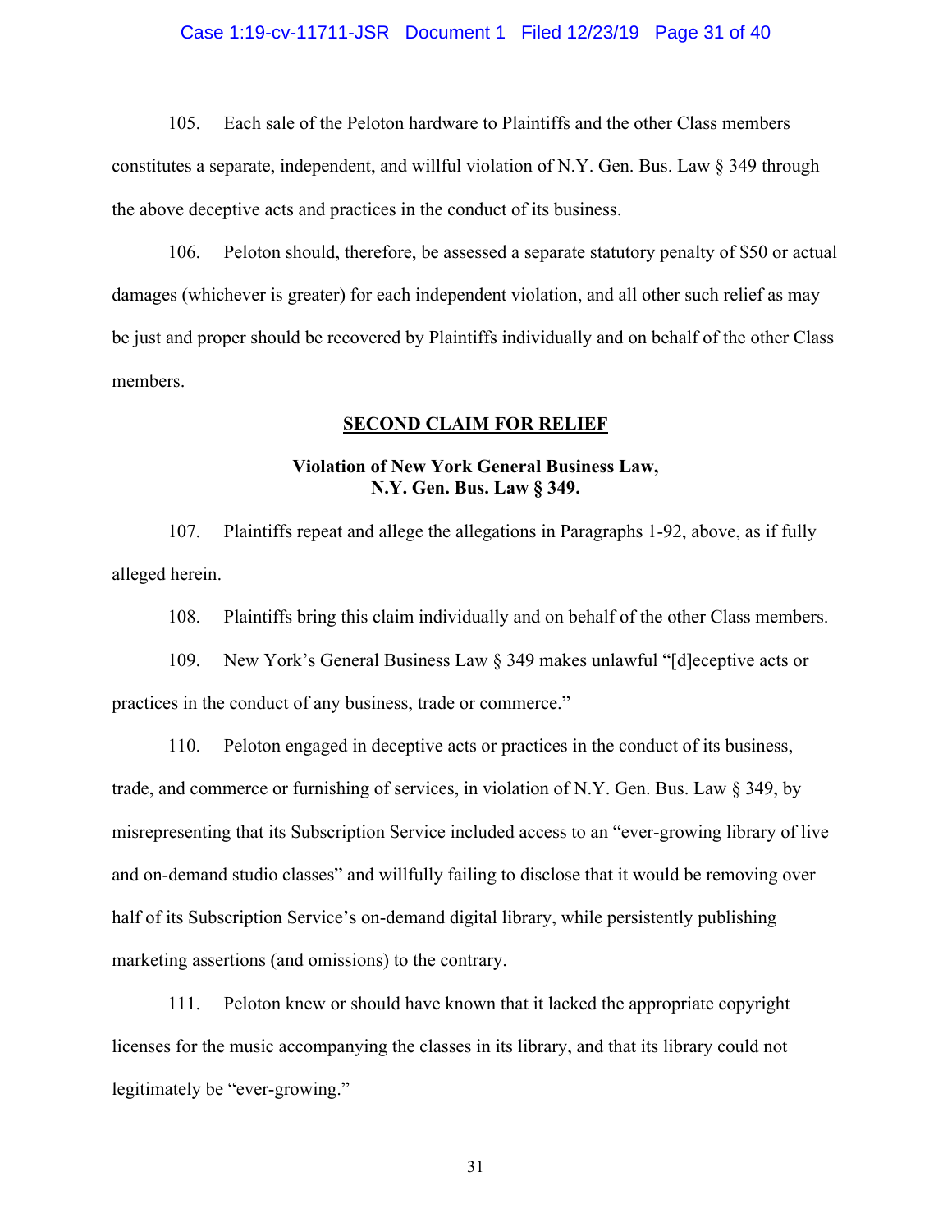105. Each sale of the Peloton hardware to Plaintiffs and the other Class members constitutes a separate, independent, and willful violation of N.Y. Gen. Bus. Law § 349 through the above deceptive acts and practices in the conduct of its business.

106. Peloton should, therefore, be assessed a separate statutory penalty of $50 or actual damages (whichever is greater) for each independent violation, and all other such relief as may be just and proper should be recovered by Plaintiffs individually and on behalf of the other Class members.

## SECOND CLAIM FOR RELIEF

### Violation of New York General Business Law, N.Y. Gen. Bus. Law § 349.

107. Plaintiffs repeat and allege the allegations in Paragraphs 1-92, above, as if fully alleged herein.

108. Plaintiffs bring this claim individually and on behalf of the other Class members.

109. New York's General Business Law § 349 makes unlawful "[d]eceptive acts or practices in the conduct of any business, trade or commerce."

110. Peloton engaged in deceptive acts or practices in the conduct of its business, trade, and commerce or furnishing of services, in violation of N.Y. Gen. Bus. Law § 349, by misrepresenting that its Subscription Service included access to an "ever-growing library of live and on-demand studio classes" and willfully failing to disclose that it would be removing over half of its Subscription Service's on-demand digital library, while persistently publishing marketing assertions (and omissions) to the contrary.

111. Peloton knew or should have known that it lacked the appropriate copyright licenses for the music accompanying the classes in its library, and that its library could not legitimately be "ever-growing."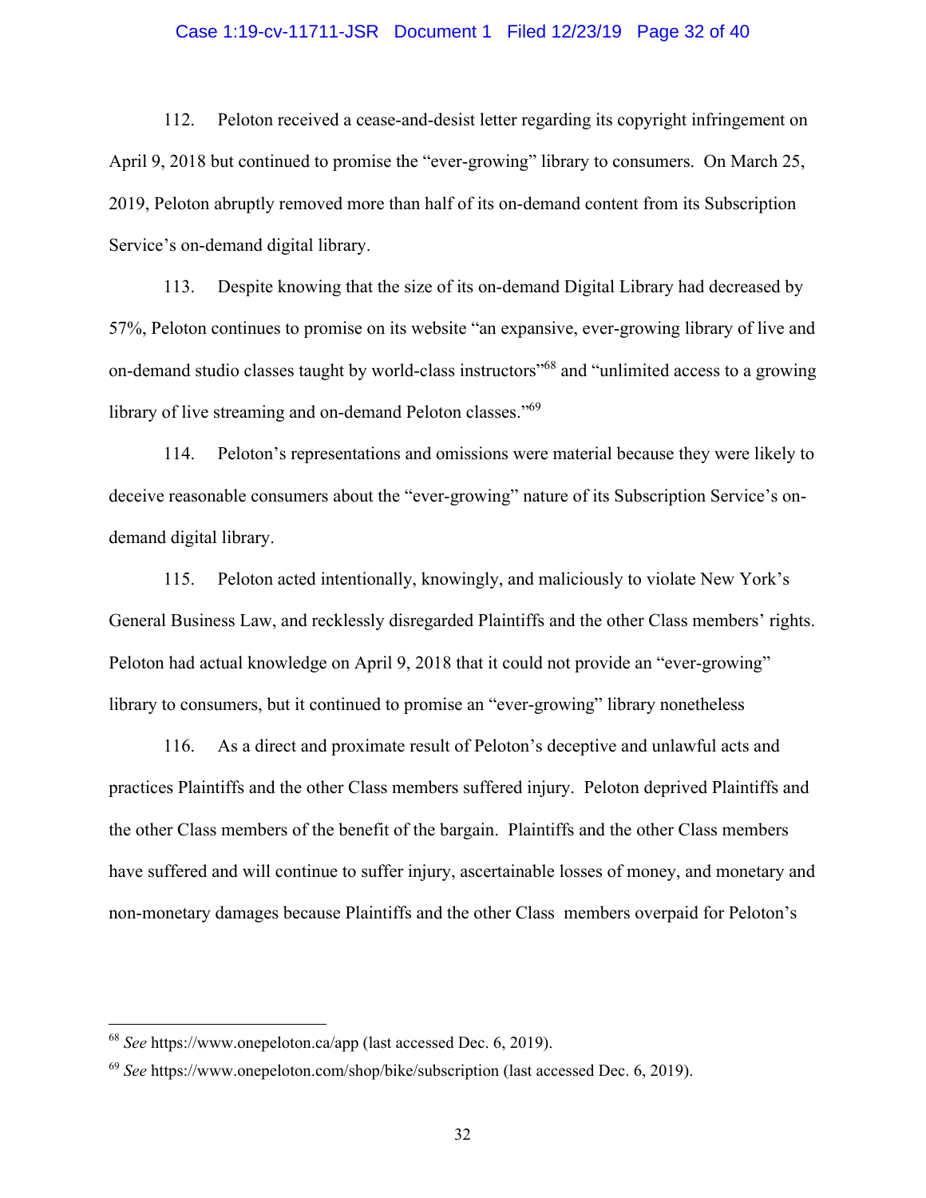112. Peloton received a cease-and-desist letter regarding its copyright infringement on April 9, 2018 but continued to promise the "ever-growing" library to consumers. On March 25, 2019, Peloton abruptly removed more than half of its on-demand content from its Subscription Service's on-demand digital library.

113. Despite knowing that the size of its on-demand Digital Library had decreased by 57%, Peloton continues to promise on its website "an expansive, ever-growing library of live and on-demand studio classes taught by world-class instructors"[68] and "unlimited access to a growing library of live streaming and on-demand Peloton classes."[69]

114. Peloton's representations and omissions were material because they were likely to deceive reasonable consumers about the "ever-growing" nature of its Subscription Service's on-demand digital library.

115. Peloton acted intentionally, knowingly, and maliciously to violate New York's General Business Law, and recklessly disregarded Plaintiffs and the other Class members' rights. Peloton had actual knowledge on April 9, 2018 that it could not provide an "ever-growing" library to consumers, but it continued to promise an "ever-growing" library nonetheless

116. As a direct and proximate result of Peloton's deceptive and unlawful acts and practices Plaintiffs and the other Class members suffered injury. Peloton deprived Plaintiffs and the other Class members of the benefit of the bargain. Plaintiffs and the other Class members have suffered and will continue to suffer injury, ascertainable losses of money, and monetary and non-monetary damages because Plaintiffs and the other Class members overpaid for Peloton's

---

[68] *See* https://www.onepeloton.ca/app (last accessed Dec. 6, 2019).

[69] *See* https://www.onepeloton.com/shop/bike/subscription (last accessed Dec. 6, 2019).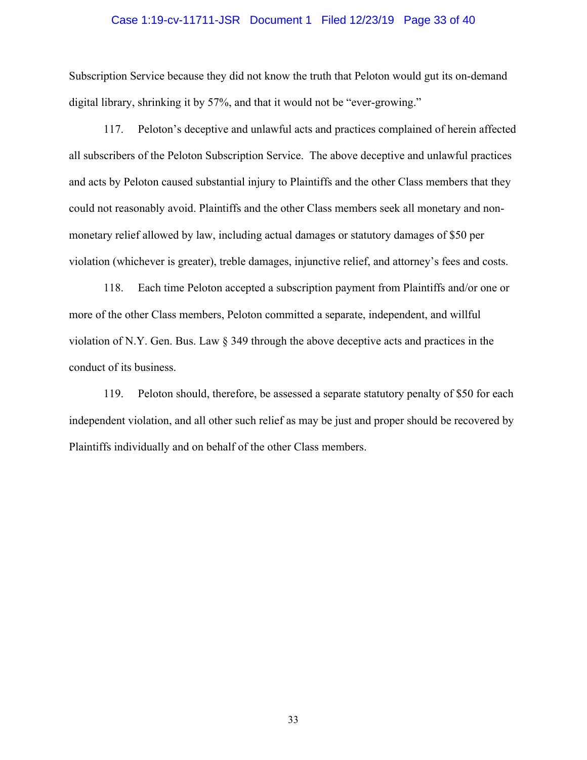Subscription Service because they did not know the truth that Peloton would gut its on-demand digital library, shrinking it by 57%, and that it would not be "ever-growing."

117. Peloton's deceptive and unlawful acts and practices complained of herein affected all subscribers of the Peloton Subscription Service. The above deceptive and unlawful practices and acts by Peloton caused substantial injury to Plaintiffs and the other Class members that they could not reasonably avoid. Plaintiffs and the other Class members seek all monetary and non-monetary relief allowed by law, including actual damages or statutory damages of $50 per violation (whichever is greater), treble damages, injunctive relief, and attorney's fees and costs.

118. Each time Peloton accepted a subscription payment from Plaintiffs and/or one or more of the other Class members, Peloton committed a separate, independent, and willful violation of N.Y. Gen. Bus. Law § 349 through the above deceptive acts and practices in the conduct of its business.

119. Peloton should, therefore, be assessed a separate statutory penalty of $50 for each independent violation, and all other such relief as may be just and proper should be recovered by Plaintiffs individually and on behalf of the other Class members.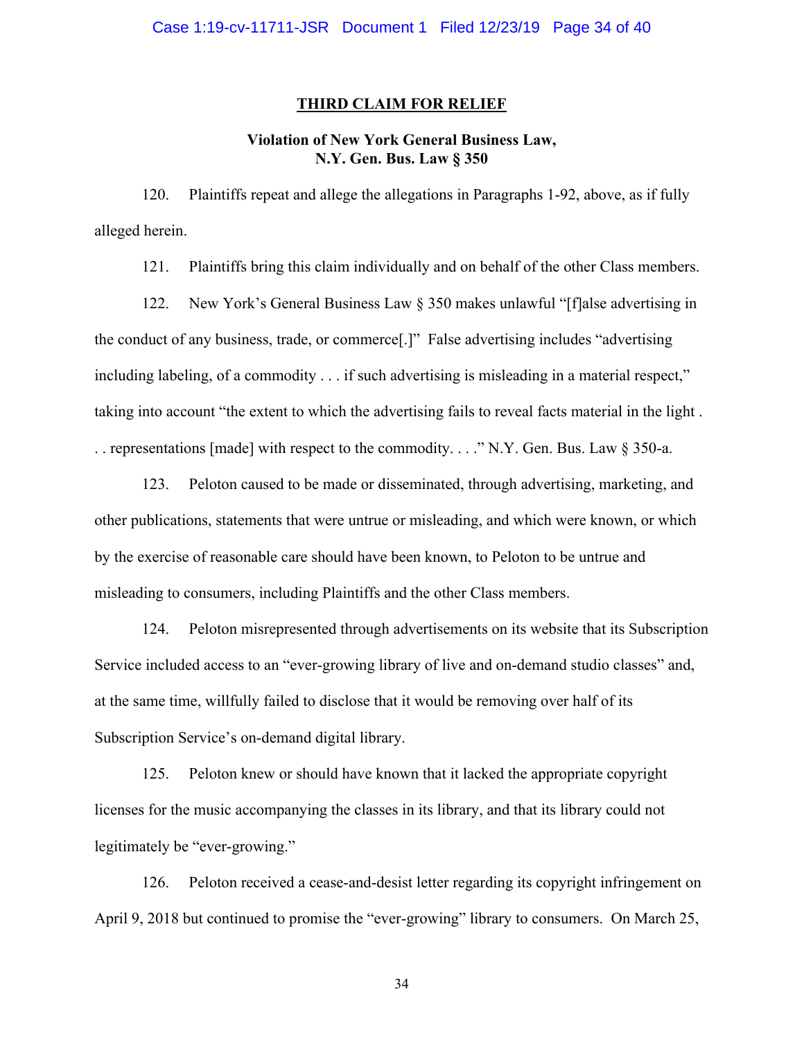## THIRD CLAIM FOR RELIEF

### Violation of New York General Business Law, N.Y. Gen. Bus. Law § 350

120. Plaintiffs repeat and allege the allegations in Paragraphs 1-92, above, as if fully alleged herein.

121. Plaintiffs bring this claim individually and on behalf of the other Class members.

122. New York's General Business Law § 350 makes unlawful "[f]alse advertising in the conduct of any business, trade, or commerce[.]" False advertising includes "advertising including labeling, of a commodity . . . if such advertising is misleading in a material respect," taking into account "the extent to which the advertising fails to reveal facts material in the light . . . representations [made] with respect to the commodity. . . ." N.Y. Gen. Bus. Law § 350-a.

123. Peloton caused to be made or disseminated, through advertising, marketing, and other publications, statements that were untrue or misleading, and which were known, or which by the exercise of reasonable care should have been known, to Peloton to be untrue and misleading to consumers, including Plaintiffs and the other Class members.

124. Peloton misrepresented through advertisements on its website that its Subscription Service included access to an "ever-growing library of live and on-demand studio classes" and, at the same time, willfully failed to disclose that it would be removing over half of its Subscription Service's on-demand digital library.

125. Peloton knew or should have known that it lacked the appropriate copyright licenses for the music accompanying the classes in its library, and that its library could not legitimately be "ever-growing."

126. Peloton received a cease-and-desist letter regarding its copyright infringement on April 9, 2018 but continued to promise the "ever-growing" library to consumers. On March 25,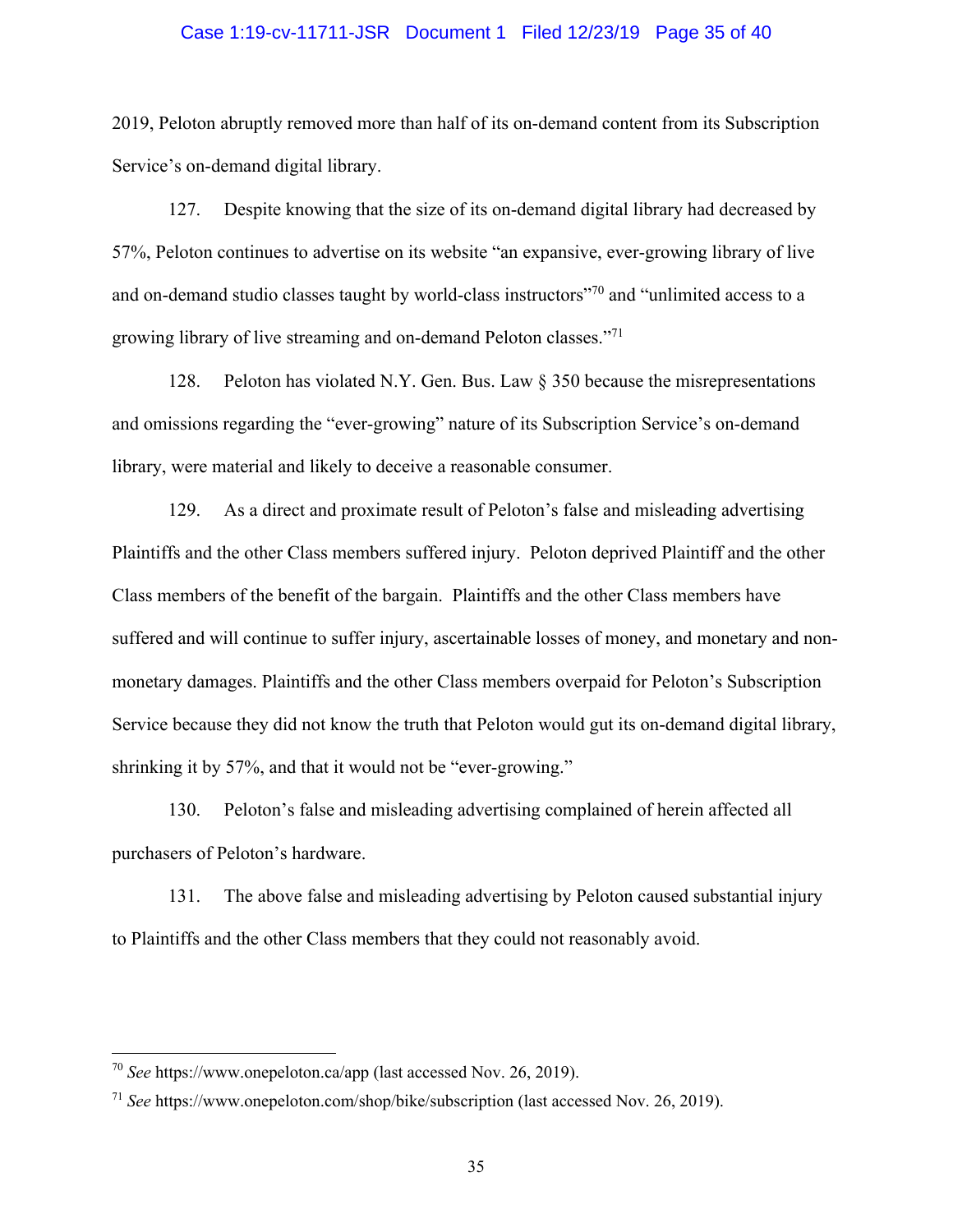2019, Peloton abruptly removed more than half of its on-demand content from its Subscription Service's on-demand digital library.

127. Despite knowing that the size of its on-demand digital library had decreased by 57%, Peloton continues to advertise on its website "an expansive, ever-growing library of live and on-demand studio classes taught by world-class instructors"[70] and "unlimited access to a growing library of live streaming and on-demand Peloton classes."[71]

128. Peloton has violated N.Y. Gen. Bus. Law § 350 because the misrepresentations and omissions regarding the "ever-growing" nature of its Subscription Service's on-demand library, were material and likely to deceive a reasonable consumer.

129. As a direct and proximate result of Peloton's false and misleading advertising Plaintiffs and the other Class members suffered injury. Peloton deprived Plaintiff and the other Class members of the benefit of the bargain. Plaintiffs and the other Class members have suffered and will continue to suffer injury, ascertainable losses of money, and monetary and non-monetary damages. Plaintiffs and the other Class members overpaid for Peloton's Subscription Service because they did not know the truth that Peloton would gut its on-demand digital library, shrinking it by 57%, and that it would not be "ever-growing."

130. Peloton's false and misleading advertising complained of herein affected all purchasers of Peloton's hardware.

131. The above false and misleading advertising by Peloton caused substantial injury to Plaintiffs and the other Class members that they could not reasonably avoid.

---

[70] *See* https://www.onepeloton.ca/app (last accessed Nov. 26, 2019).

[71] *See* https://www.onepeloton.com/shop/bike/subscription (last accessed Nov. 26, 2019).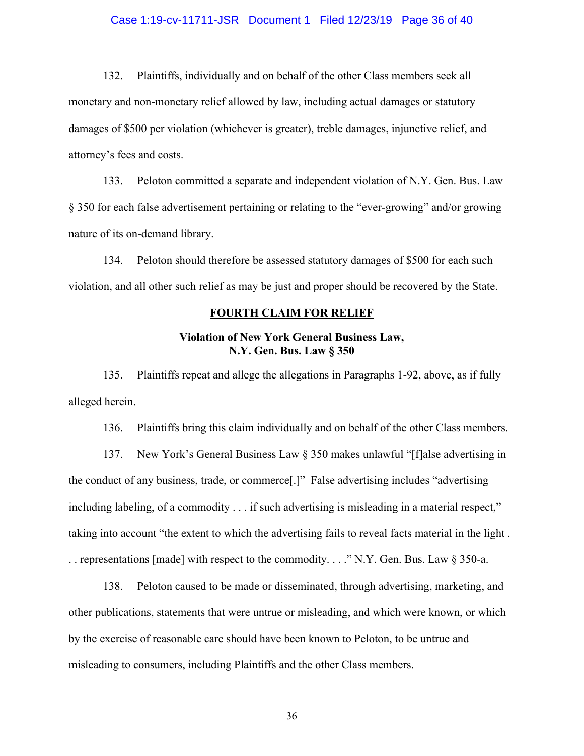132. Plaintiffs, individually and on behalf of the other Class members seek all monetary and non-monetary relief allowed by law, including actual damages or statutory damages of $500 per violation (whichever is greater), treble damages, injunctive relief, and attorney's fees and costs.

133. Peloton committed a separate and independent violation of N.Y. Gen. Bus. Law § 350 for each false advertisement pertaining or relating to the "ever-growing" and/or growing nature of its on-demand library.

134. Peloton should therefore be assessed statutory damages of $500 for each such violation, and all other such relief as may be just and proper should be recovered by the State.

## FOURTH CLAIM FOR RELIEF

### Violation of New York General Business Law, N.Y. Gen. Bus. Law § 350

135. Plaintiffs repeat and allege the allegations in Paragraphs 1-92, above, as if fully alleged herein.

136. Plaintiffs bring this claim individually and on behalf of the other Class members.

137. New York's General Business Law § 350 makes unlawful "[f]alse advertising in the conduct of any business, trade, or commerce[.]" False advertising includes "advertising including labeling, of a commodity . . . if such advertising is misleading in a material respect," taking into account "the extent to which the advertising fails to reveal facts material in the light . . . representations [made] with respect to the commodity. . . ." N.Y. Gen. Bus. Law § 350-a.

138. Peloton caused to be made or disseminated, through advertising, marketing, and other publications, statements that were untrue or misleading, and which were known, or which by the exercise of reasonable care should have been known to Peloton, to be untrue and misleading to consumers, including Plaintiffs and the other Class members.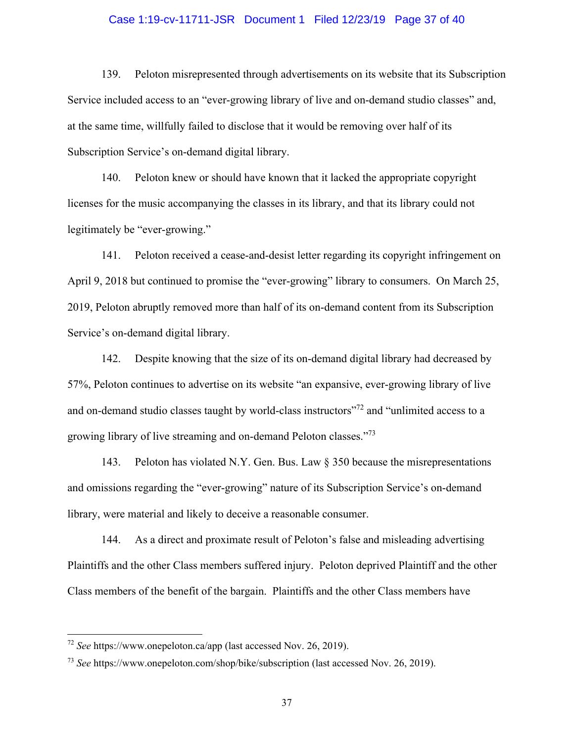139. Peloton misrepresented through advertisements on its website that its Subscription Service included access to an "ever-growing library of live and on-demand studio classes" and, at the same time, willfully failed to disclose that it would be removing over half of its Subscription Service's on-demand digital library.

140. Peloton knew or should have known that it lacked the appropriate copyright licenses for the music accompanying the classes in its library, and that its library could not legitimately be "ever-growing."

141. Peloton received a cease-and-desist letter regarding its copyright infringement on April 9, 2018 but continued to promise the "ever-growing" library to consumers. On March 25, 2019, Peloton abruptly removed more than half of its on-demand content from its Subscription Service's on-demand digital library.

142. Despite knowing that the size of its on-demand digital library had decreased by 57%, Peloton continues to advertise on its website "an expansive, ever-growing library of live and on-demand studio classes taught by world-class instructors"[72] and "unlimited access to a growing library of live streaming and on-demand Peloton classes."[73]

143. Peloton has violated N.Y. Gen. Bus. Law § 350 because the misrepresentations and omissions regarding the "ever-growing" nature of its Subscription Service's on-demand library, were material and likely to deceive a reasonable consumer.

144. As a direct and proximate result of Peloton's false and misleading advertising Plaintiffs and the other Class members suffered injury. Peloton deprived Plaintiff and the other Class members of the benefit of the bargain. Plaintiffs and the other Class members have

---

[72] *See* https://www.onepeloton.ca/app (last accessed Nov. 26, 2019).

[73] *See* https://www.onepeloton.com/shop/bike/subscription (last accessed Nov. 26, 2019).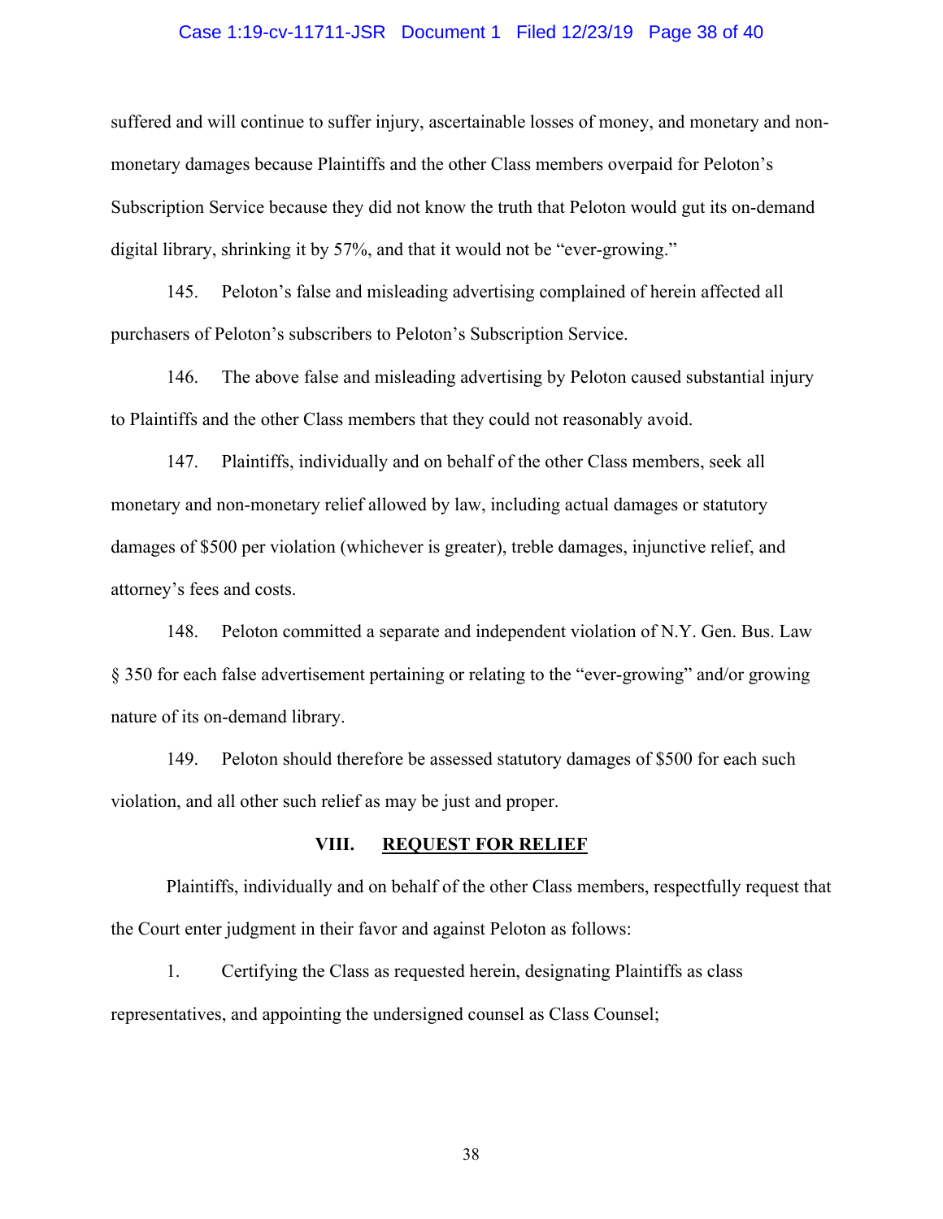suffered and will continue to suffer injury, ascertainable losses of money, and monetary and non-monetary damages because Plaintiffs and the other Class members overpaid for Peloton's Subscription Service because they did not know the truth that Peloton would gut its on-demand digital library, shrinking it by 57%, and that it would not be "ever-growing."

145. Peloton's false and misleading advertising complained of herein affected all purchasers of Peloton's subscribers to Peloton's Subscription Service.

146. The above false and misleading advertising by Peloton caused substantial injury to Plaintiffs and the other Class members that they could not reasonably avoid.

147. Plaintiffs, individually and on behalf of the other Class members, seek all monetary and non-monetary relief allowed by law, including actual damages or statutory damages of $500 per violation (whichever is greater), treble damages, injunctive relief, and attorney's fees and costs.

148. Peloton committed a separate and independent violation of N.Y. Gen. Bus. Law § 350 for each false advertisement pertaining or relating to the "ever-growing" and/or growing nature of its on-demand library.

149. Peloton should therefore be assessed statutory damages of $500 for each such violation, and all other such relief as may be just and proper.

## VIII. REQUEST FOR RELIEF

Plaintiffs, individually and on behalf of the other Class members, respectfully request that the Court enter judgment in their favor and against Peloton as follows:

1. Certifying the Class as requested herein, designating Plaintiffs as class representatives, and appointing the undersigned counsel as Class Counsel;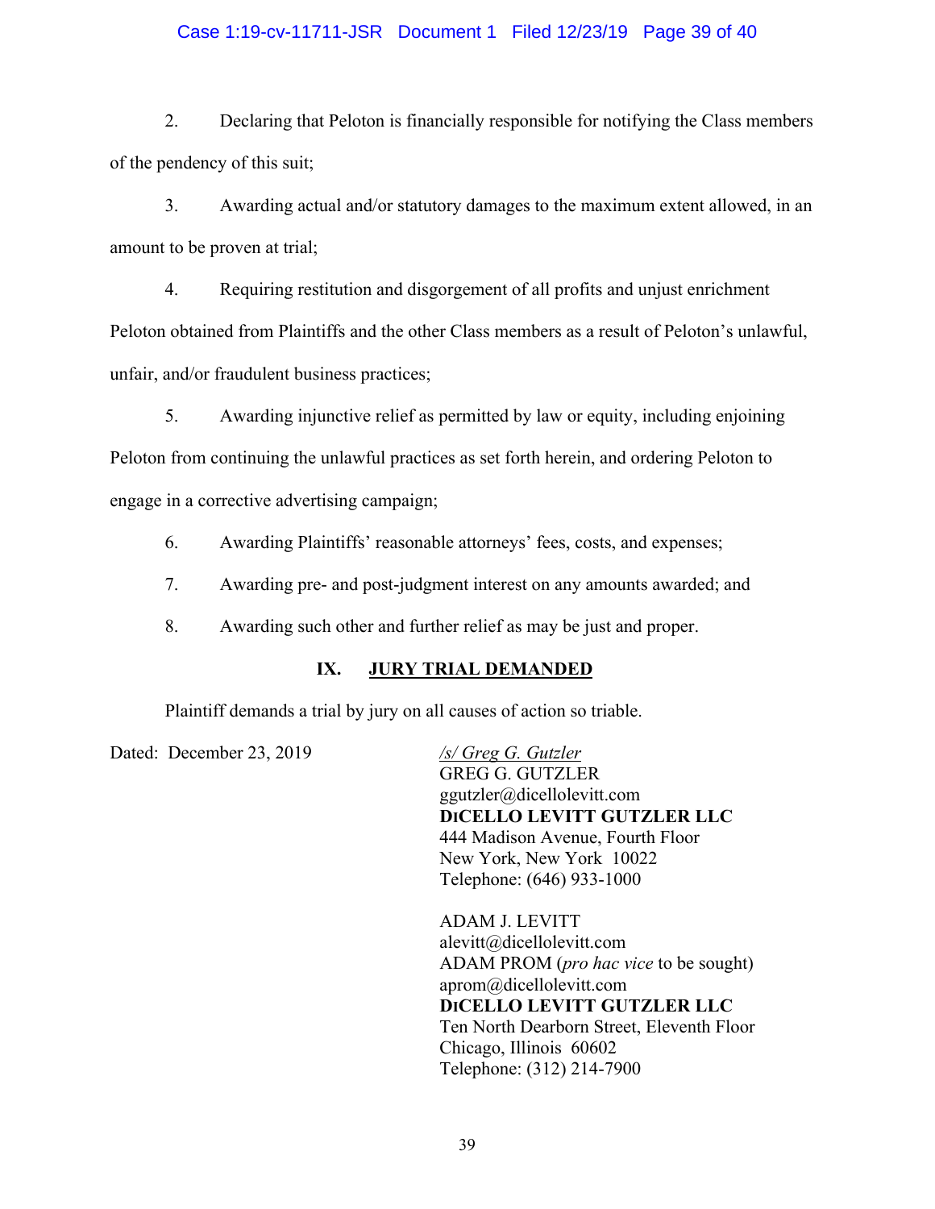2. Declaring that Peloton is financially responsible for notifying the Class members of the pendency of this suit;

3. Awarding actual and/or statutory damages to the maximum extent allowed, in an amount to be proven at trial;

4. Requiring restitution and disgorgement of all profits and unjust enrichment Peloton obtained from Plaintiffs and the other Class members as a result of Peloton's unlawful, unfair, and/or fraudulent business practices;

5. Awarding injunctive relief as permitted by law or equity, including enjoining Peloton from continuing the unlawful practices as set forth herein, and ordering Peloton to engage in a corrective advertising campaign;

6. Awarding Plaintiffs' reasonable attorneys' fees, costs, and expenses;

7. Awarding pre- and post-judgment interest on any amounts awarded; and

8. Awarding such other and further relief as may be just and proper.

## IX. JURY TRIAL DEMANDED

Plaintiff demands a trial by jury on all causes of action so triable.

Dated: December 23, 2019

*/s/ Greg G. Gutzler*
GREG G. GUTZLER
ggutzler@dicellolevitt.com
**DICELLO LEVITT GUTZLER LLC**
444 Madison Avenue, Fourth Floor
New York, New York 10022
Telephone: (646) 933-1000

ADAM J. LEVITT
alevitt@dicellolevitt.com
ADAM PROM (*pro hac vice* to be sought)
aprom@dicellolevitt.com
**DICELLO LEVITT GUTZLER LLC**
Ten North Dearborn Street, Eleventh Floor
Chicago, Illinois 60602
Telephone: (312) 214-7900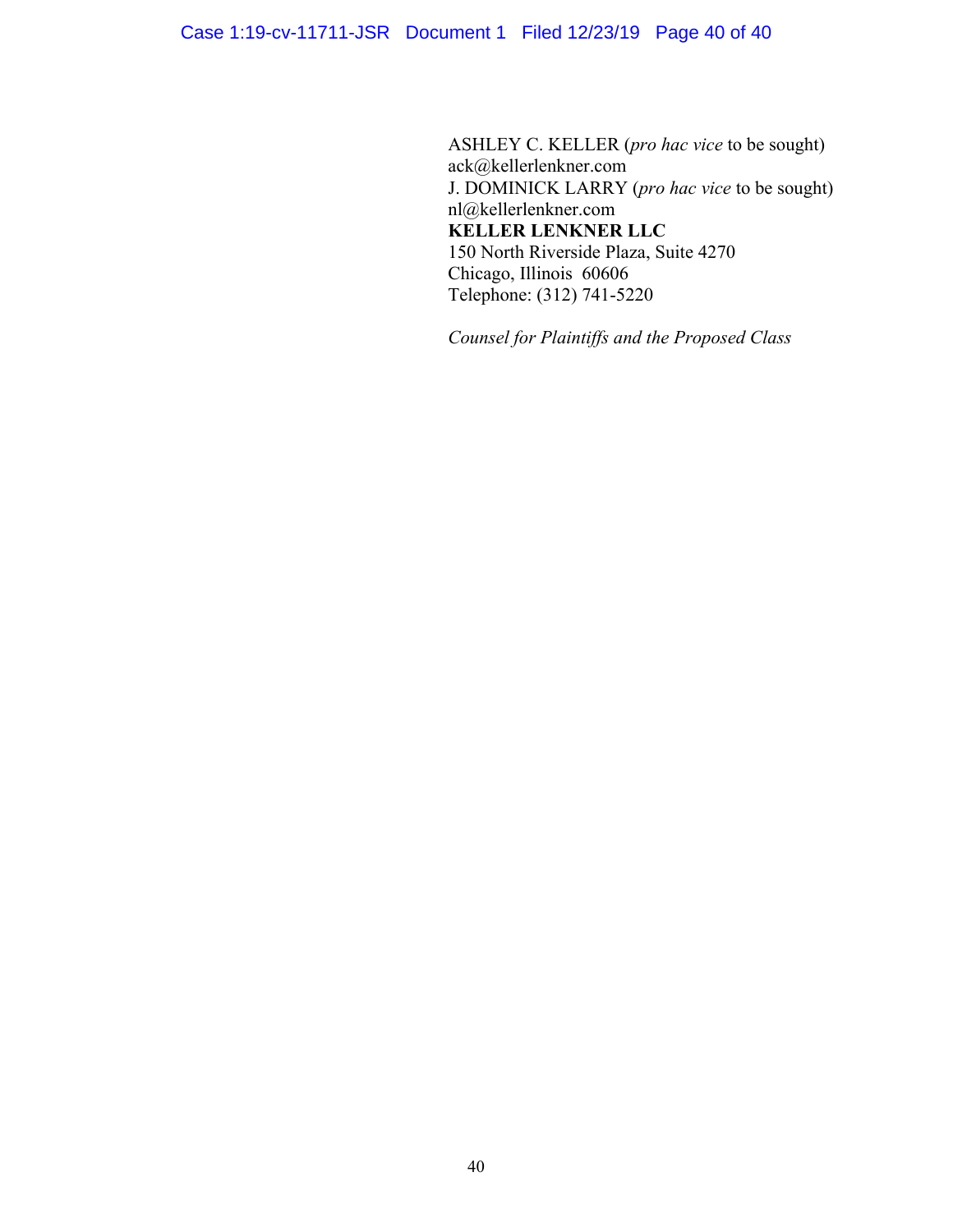ASHLEY C. KELLER (*pro hac vice* to be sought)
ack@kellerlenkner.com
J. DOMINICK LARRY (*pro hac vice* to be sought)
nl@kellerlenkner.com
**KELLER LENKNER LLC**
150 North Riverside Plaza, Suite 4270
Chicago, Illinois 60606
Telephone: (312) 741-5220

*Counsel for Plaintiffs and the Proposed Class*